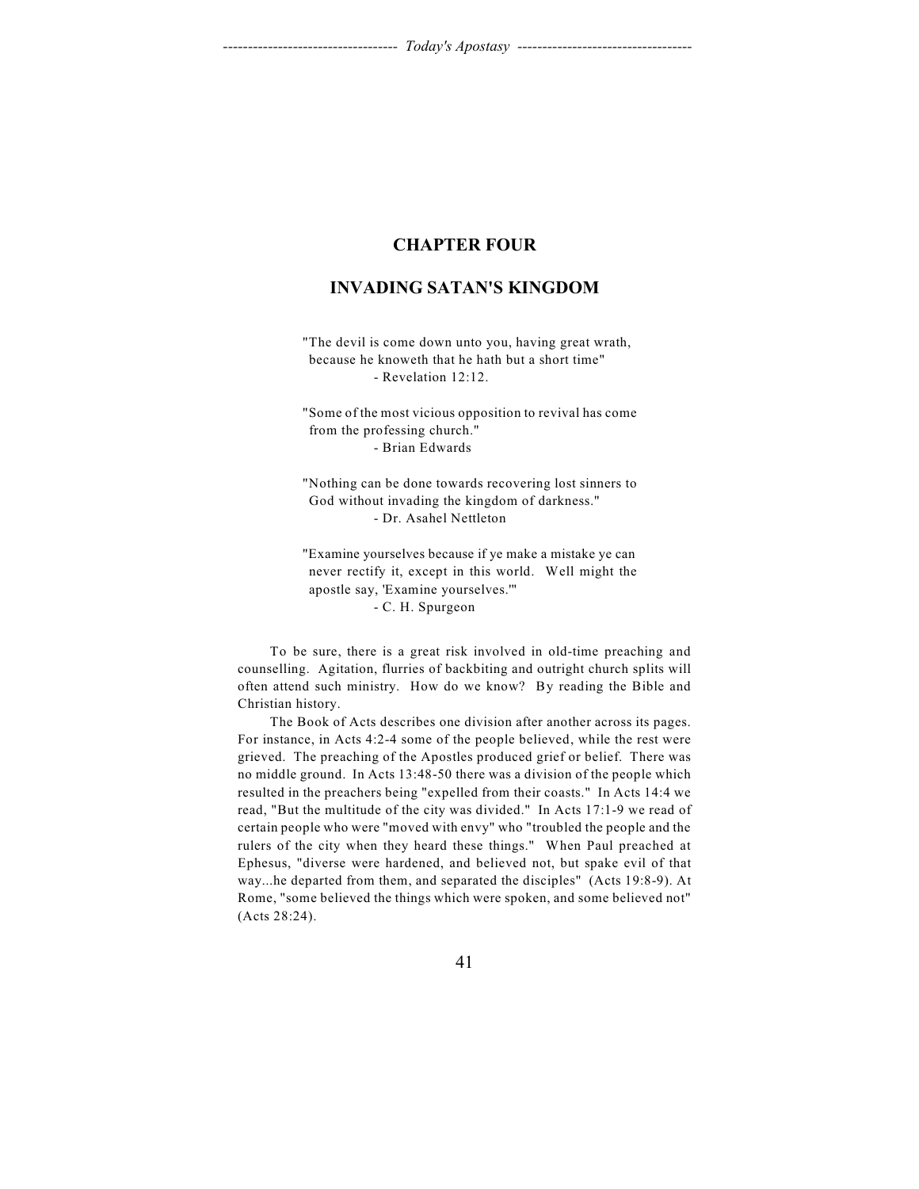# CHAPTER FOUR

## INVADING SATAN'S KINGDOM

> "The devil is come down unto you, having great wrath, because he knoweth that he hath but a short time"
> - Revelation 12:12.

> "Some of the most vicious opposition to revival has come from the professing church."
> - Brian Edwards

> "Nothing can be done towards recovering lost sinners to God without invading the kingdom of darkness."
> - Dr. Asahel Nettleton

> "Examine yourselves because if ye make a mistake ye can never rectify it, except in this world. Well might the apostle say, 'Examine yourselves.'"
> - C. H. Spurgeon

To be sure, there is a great risk involved in old-time preaching and counselling. Agitation, flurries of backbiting and outright church splits will often attend such ministry. How do we know? By reading the Bible and Christian history.

The Book of Acts describes one division after another across its pages. For instance, in Acts 4:2-4 some of the people believed, while the rest were grieved. The preaching of the Apostles produced grief or belief. There was no middle ground. In Acts 13:48-50 there was a division of the people which resulted in the preachers being "expelled from their coasts." In Acts 14:4 we read, "But the multitude of the city was divided." In Acts 17:1-9 we read of certain people who were "moved with envy" who "troubled the people and the rulers of the city when they heard these things." When Paul preached at Ephesus, "diverse were hardened, and believed not, but spake evil of that way...he departed from them, and separated the disciples" (Acts 19:8-9). At Rome, "some believed the things which were spoken, and some believed not" (Acts 28:24).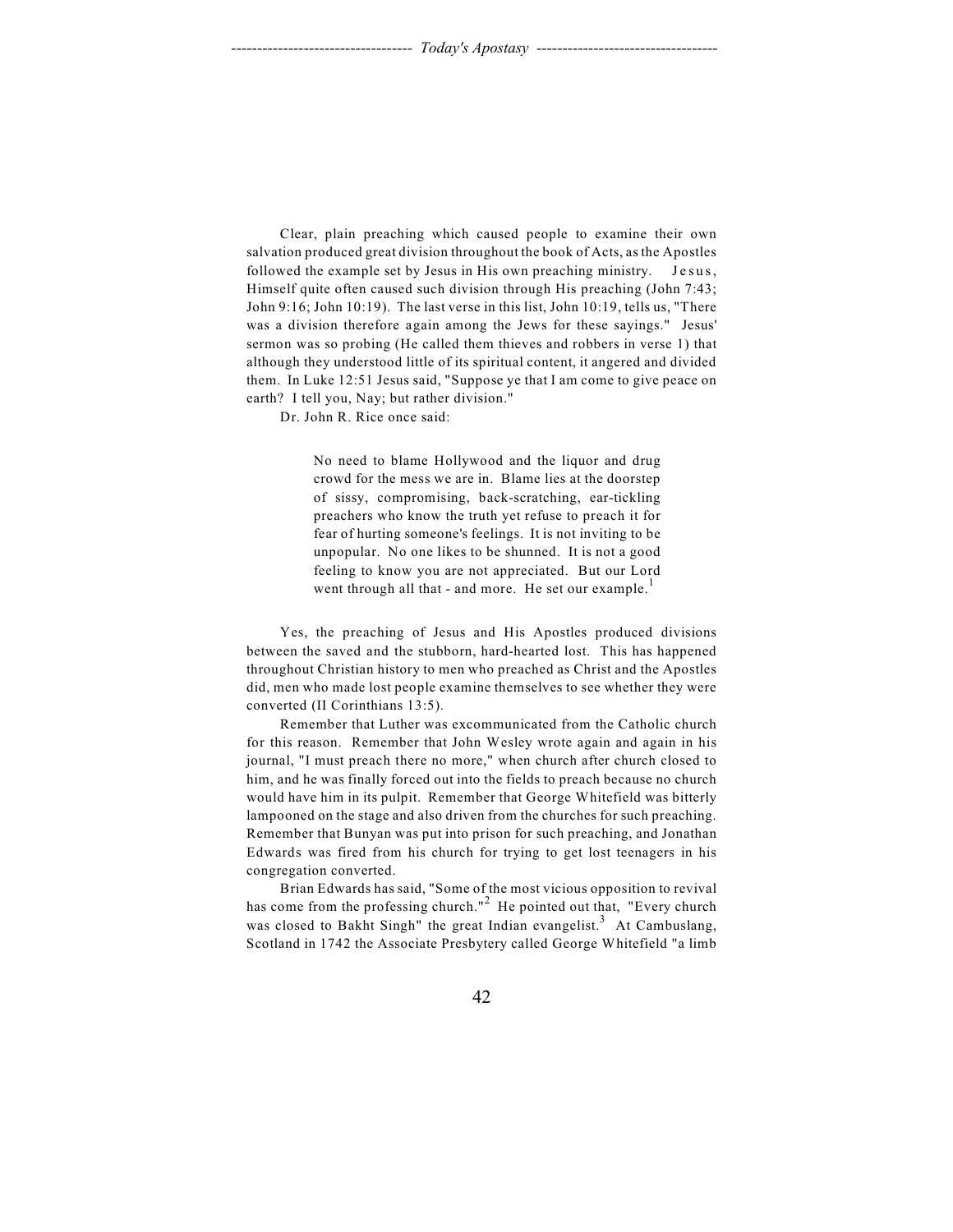Clear, plain preaching which caused people to examine their own salvation produced great division throughout the book of Acts, as the Apostles followed the example set by Jesus in His own preaching ministry. Jesus, Himself quite often caused such division through His preaching (John 7:43; John 9:16; John 10:19). The last verse in this list, John 10:19, tells us, "There was a division therefore again among the Jews for these sayings." Jesus' sermon was so probing (He called them thieves and robbers in verse 1) that although they understood little of its spiritual content, it angered and divided them. In Luke 12:51 Jesus said, "Suppose ye that I am come to give peace on earth? I tell you, Nay; but rather division."

Dr. John R. Rice once said:

> No need to blame Hollywood and the liquor and drug crowd for the mess we are in. Blame lies at the doorstep of sissy, compromising, back-scratching, ear-tickling preachers who know the truth yet refuse to preach it for fear of hurting someone's feelings. It is not inviting to be unpopular. No one likes to be shunned. It is not a good feeling to know you are not appreciated. But our Lord went through all that - and more. He set our example.[1]

Yes, the preaching of Jesus and His Apostles produced divisions between the saved and the stubborn, hard-hearted lost. This has happened throughout Christian history to men who preached as Christ and the Apostles did, men who made lost people examine themselves to see whether they were converted (II Corinthians 13:5).

Remember that Luther was excommunicated from the Catholic church for this reason. Remember that John Wesley wrote again and again in his journal, "I must preach there no more," when church after church closed to him, and he was finally forced out into the fields to preach because no church would have him in its pulpit. Remember that George Whitefield was bitterly lampooned on the stage and also driven from the churches for such preaching. Remember that Bunyan was put into prison for such preaching, and Jonathan Edwards was fired from his church for trying to get lost teenagers in his congregation converted.

Brian Edwards has said, "Some of the most vicious opposition to revival has come from the professing church."[2] He pointed out that, "Every church was closed to Bakht Singh" the great Indian evangelist.[3] At Cambuslang, Scotland in 1742 the Associate Presbytery called George Whitefield "a limb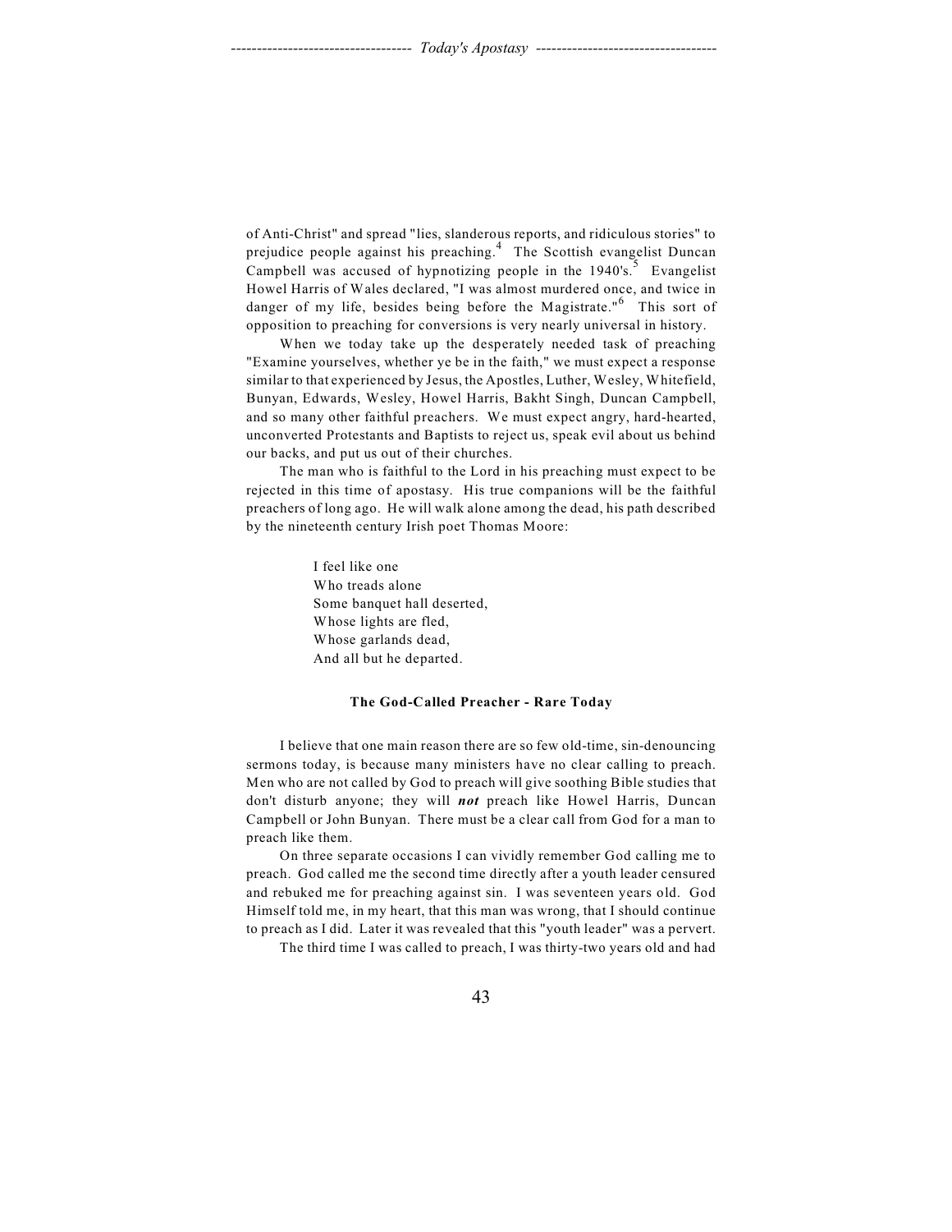of Anti-Christ" and spread "lies, slanderous reports, and ridiculous stories" to prejudice people against his preaching.[4] The Scottish evangelist Duncan Campbell was accused of hypnotizing people in the 1940's.[5] Evangelist Howel Harris of Wales declared, "I was almost murdered once, and twice in danger of my life, besides being before the Magistrate."[6] This sort of opposition to preaching for conversions is very nearly universal in history.

When we today take up the desperately needed task of preaching "Examine yourselves, whether ye be in the faith," we must expect a response similar to that experienced by Jesus, the Apostles, Luther, Wesley, Whitefield, Bunyan, Edwards, Wesley, Howel Harris, Bakht Singh, Duncan Campbell, and so many other faithful preachers. We must expect angry, hard-hearted, unconverted Protestants and Baptists to reject us, speak evil about us behind our backs, and put us out of their churches.

The man who is faithful to the Lord in his preaching must expect to be rejected in this time of apostasy. His true companions will be the faithful preachers of long ago. He will walk alone among the dead, his path described by the nineteenth century Irish poet Thomas Moore:

> I feel like one
> Who treads alone
> Some banquet hall deserted,
> Whose lights are fled,
> Whose garlands dead,
> And all but he departed.

### The God-Called Preacher - Rare Today

I believe that one main reason there are so few old-time, sin-denouncing sermons today, is because many ministers have no clear calling to preach. Men who are not called by God to preach will give soothing Bible studies that don't disturb anyone; they will ***not*** preach like Howel Harris, Duncan Campbell or John Bunyan. There must be a clear call from God for a man to preach like them.

On three separate occasions I can vividly remember God calling me to preach. God called me the second time directly after a youth leader censured and rebuked me for preaching against sin. I was seventeen years old. God Himself told me, in my heart, that this man was wrong, that I should continue to preach as I did. Later it was revealed that this "youth leader" was a pervert.

The third time I was called to preach, I was thirty-two years old and had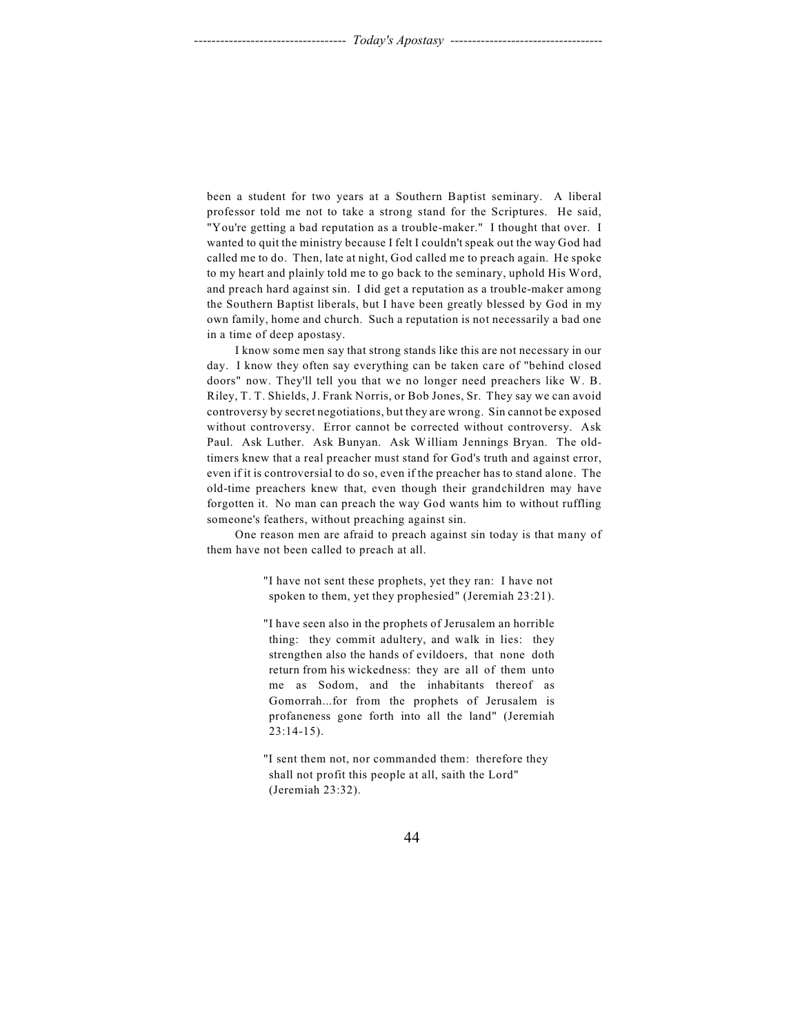been a student for two years at a Southern Baptist seminary. A liberal professor told me not to take a strong stand for the Scriptures. He said, "You're getting a bad reputation as a trouble-maker." I thought that over. I wanted to quit the ministry because I felt I couldn't speak out the way God had called me to do. Then, late at night, God called me to preach again. He spoke to my heart and plainly told me to go back to the seminary, uphold His Word, and preach hard against sin. I did get a reputation as a trouble-maker among the Southern Baptist liberals, but I have been greatly blessed by God in my own family, home and church. Such a reputation is not necessarily a bad one in a time of deep apostasy.

I know some men say that strong stands like this are not necessary in our day. I know they often say everything can be taken care of "behind closed doors" now. They'll tell you that we no longer need preachers like W. B. Riley, T. T. Shields, J. Frank Norris, or Bob Jones, Sr. They say we can avoid controversy by secret negotiations, but they are wrong. Sin cannot be exposed without controversy. Error cannot be corrected without controversy. Ask Paul. Ask Luther. Ask Bunyan. Ask William Jennings Bryan. The old-timers knew that a real preacher must stand for God's truth and against error, even if it is controversial to do so, even if the preacher has to stand alone. The old-time preachers knew that, even though their grandchildren may have forgotten it. No man can preach the way God wants him to without ruffling someone's feathers, without preaching against sin.

One reason men are afraid to preach against sin today is that many of them have not been called to preach at all.

> "I have not sent these prophets, yet they ran: I have not spoken to them, yet they prophesied" (Jeremiah 23:21).

> "I have seen also in the prophets of Jerusalem an horrible thing: they commit adultery, and walk in lies: they strengthen also the hands of evildoers, that none doth return from his wickedness: they are all of them unto me as Sodom, and the inhabitants thereof as Gomorrah...for from the prophets of Jerusalem is profaneness gone forth into all the land" (Jeremiah 23:14-15).

> "I sent them not, nor commanded them: therefore they shall not profit this people at all, saith the Lord" (Jeremiah 23:32).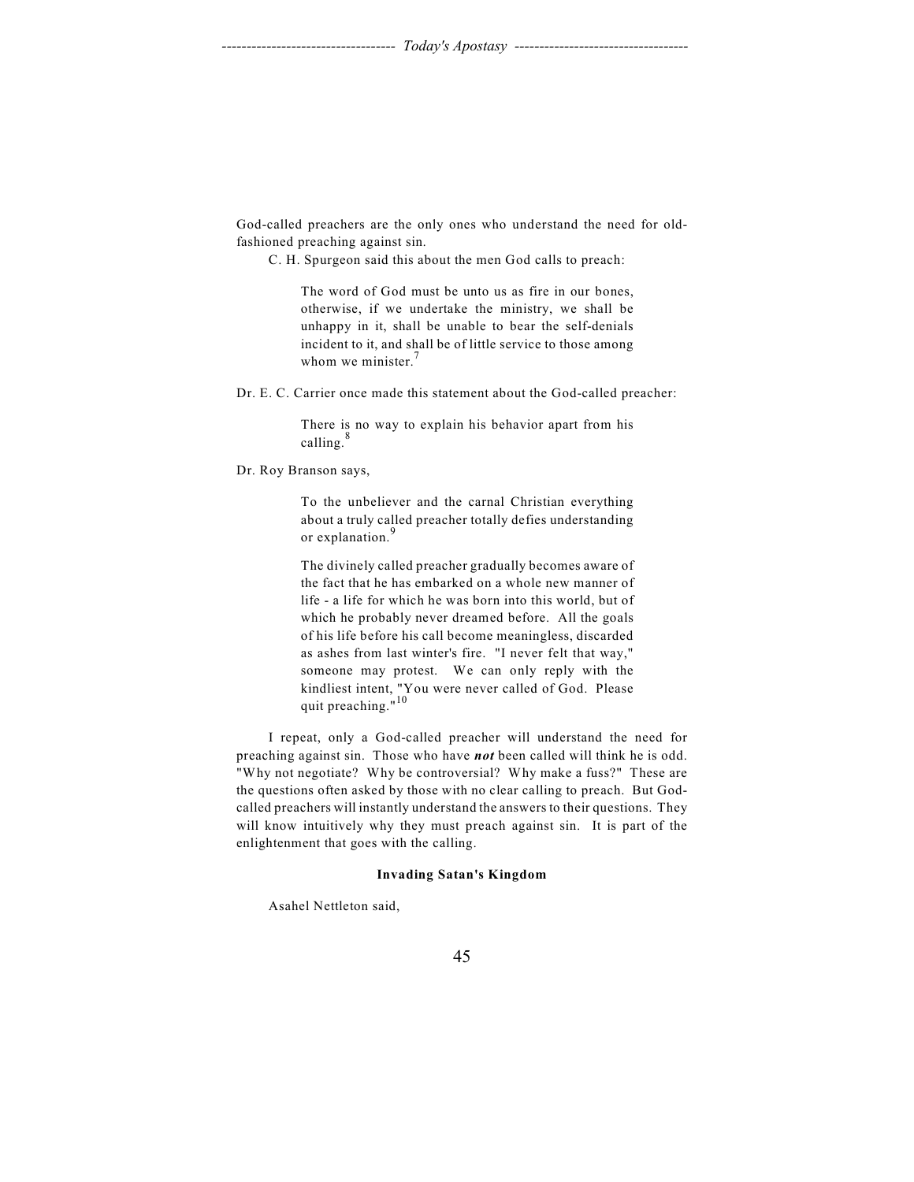God-called preachers are the only ones who understand the need for old-fashioned preaching against sin.

C. H. Spurgeon said this about the men God calls to preach:

> The word of God must be unto us as fire in our bones, otherwise, if we undertake the ministry, we shall be unhappy in it, shall be unable to bear the self-denials incident to it, and shall be of little service to those among whom we minister.[7]

Dr. E. C. Carrier once made this statement about the God-called preacher:

> There is no way to explain his behavior apart from his calling.[8]

Dr. Roy Branson says,

> To the unbeliever and the carnal Christian everything about a truly called preacher totally defies understanding or explanation.[9]
>
> The divinely called preacher gradually becomes aware of the fact that he has embarked on a whole new manner of life - a life for which he was born into this world, but of which he probably never dreamed before. All the goals of his life before his call become meaningless, discarded as ashes from last winter's fire. "I never felt that way," someone may protest. We can only reply with the kindliest intent, "You were never called of God. Please quit preaching."[10]

I repeat, only a God-called preacher will understand the need for preaching against sin. Those who have ***not*** been called will think he is odd. "Why not negotiate? Why be controversial? Why make a fuss?" These are the questions often asked by those with no clear calling to preach. But God-called preachers will instantly understand the answers to their questions. They will know intuitively why they must preach against sin. It is part of the enlightenment that goes with the calling.

### Invading Satan's Kingdom

Asahel Nettleton said,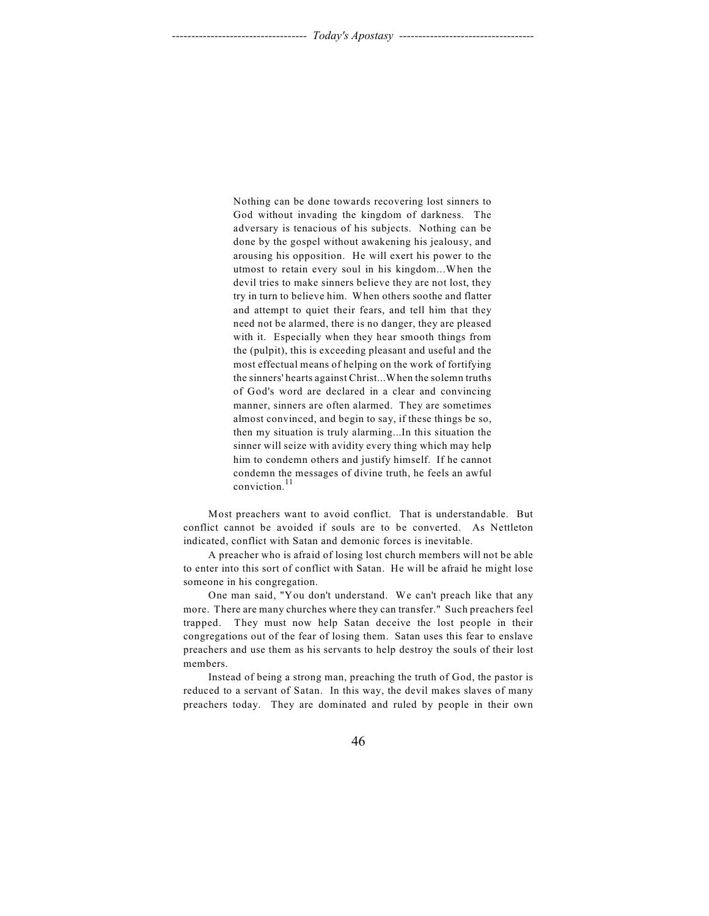> Nothing can be done towards recovering lost sinners to God without invading the kingdom of darkness. The adversary is tenacious of his subjects. Nothing can be done by the gospel without awakening his jealousy, and arousing his opposition. He will exert his power to the utmost to retain every soul in his kingdom...When the devil tries to make sinners believe they are not lost, they try in turn to believe him. When others soothe and flatter and attempt to quiet their fears, and tell him that they need not be alarmed, there is no danger, they are pleased with it. Especially when they hear smooth things from the (pulpit), this is exceeding pleasant and useful and the most effectual means of helping on the work of fortifying the sinners' hearts against Christ...When the solemn truths of God's word are declared in a clear and convincing manner, sinners are often alarmed. They are sometimes almost convinced, and begin to say, if these things be so, then my situation is truly alarming...In this situation the sinner will seize with avidity every thing which may help him to condemn others and justify himself. If he cannot condemn the messages of divine truth, he feels an awful conviction.[11]

Most preachers want to avoid conflict. That is understandable. But conflict cannot be avoided if souls are to be converted. As Nettleton indicated, conflict with Satan and demonic forces is inevitable.

A preacher who is afraid of losing lost church members will not be able to enter into this sort of conflict with Satan. He will be afraid he might lose someone in his congregation.

One man said, "You don't understand. We can't preach like that any more. There are many churches where they can transfer." Such preachers feel trapped. They must now help Satan deceive the lost people in their congregations out of the fear of losing them. Satan uses this fear to enslave preachers and use them as his servants to help destroy the souls of their lost members.

Instead of being a strong man, preaching the truth of God, the pastor is reduced to a servant of Satan. In this way, the devil makes slaves of many preachers today. They are dominated and ruled by people in their own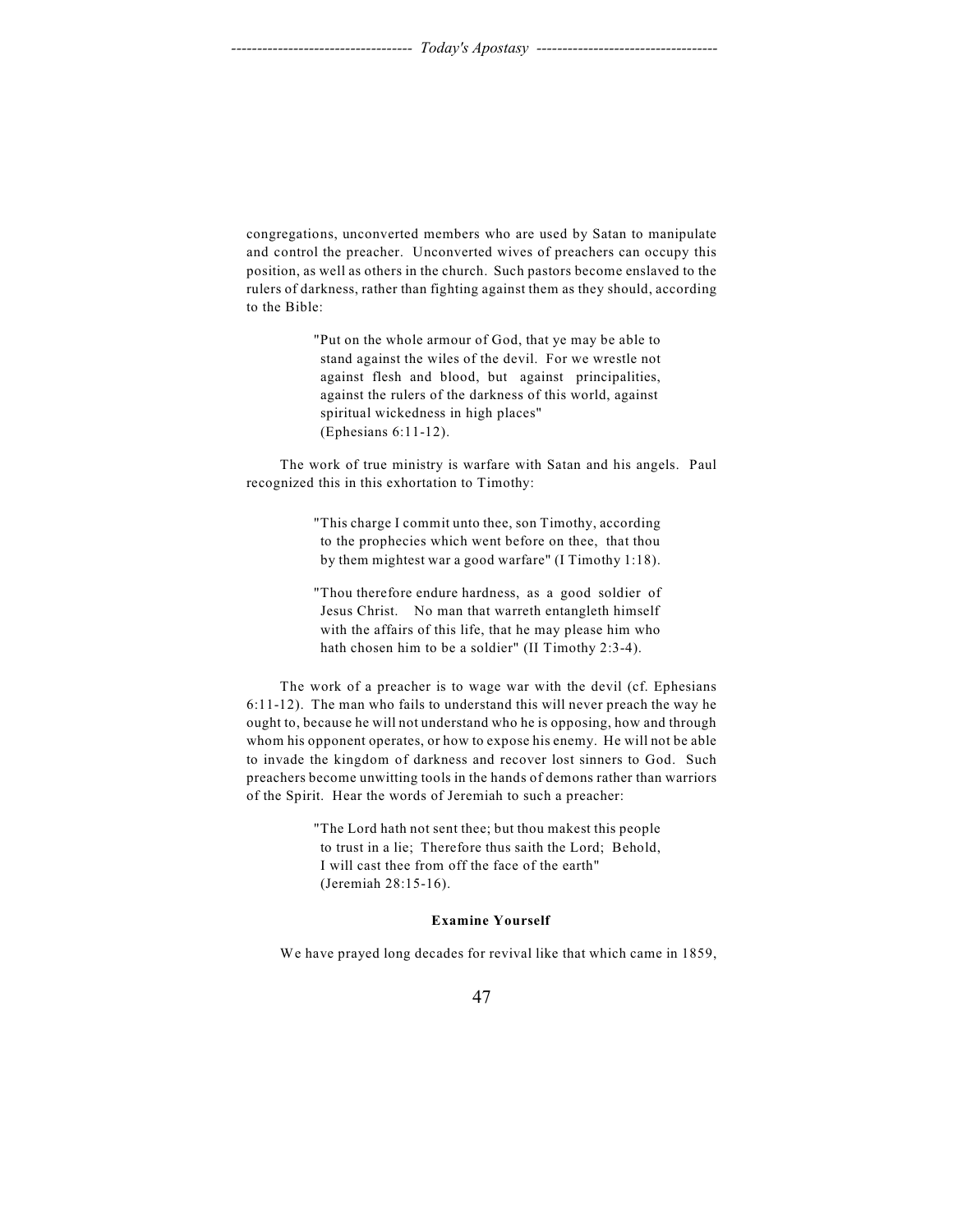congregations, unconverted members who are used by Satan to manipulate and control the preacher. Unconverted wives of preachers can occupy this position, as well as others in the church. Such pastors become enslaved to the rulers of darkness, rather than fighting against them as they should, according to the Bible:

> "Put on the whole armour of God, that ye may be able to stand against the wiles of the devil. For we wrestle not against flesh and blood, but against principalities, against the rulers of the darkness of this world, against spiritual wickedness in high places" (Ephesians 6:11-12).

The work of true ministry is warfare with Satan and his angels. Paul recognized this in this exhortation to Timothy:

> "This charge I commit unto thee, son Timothy, according to the prophecies which went before on thee, that thou by them mightest war a good warfare" (I Timothy 1:18).

> "Thou therefore endure hardness, as a good soldier of Jesus Christ. No man that warreth entangleth himself with the affairs of this life, that he may please him who hath chosen him to be a soldier" (II Timothy 2:3-4).

The work of a preacher is to wage war with the devil (cf. Ephesians 6:11-12). The man who fails to understand this will never preach the way he ought to, because he will not understand who he is opposing, how and through whom his opponent operates, or how to expose his enemy. He will not be able to invade the kingdom of darkness and recover lost sinners to God. Such preachers become unwitting tools in the hands of demons rather than warriors of the Spirit. Hear the words of Jeremiah to such a preacher:

> "The Lord hath not sent thee; but thou makest this people to trust in a lie; Therefore thus saith the Lord; Behold, I will cast thee from off the face of the earth" (Jeremiah 28:15-16).

**Examine Yourself**

We have prayed long decades for revival like that which came in 1859,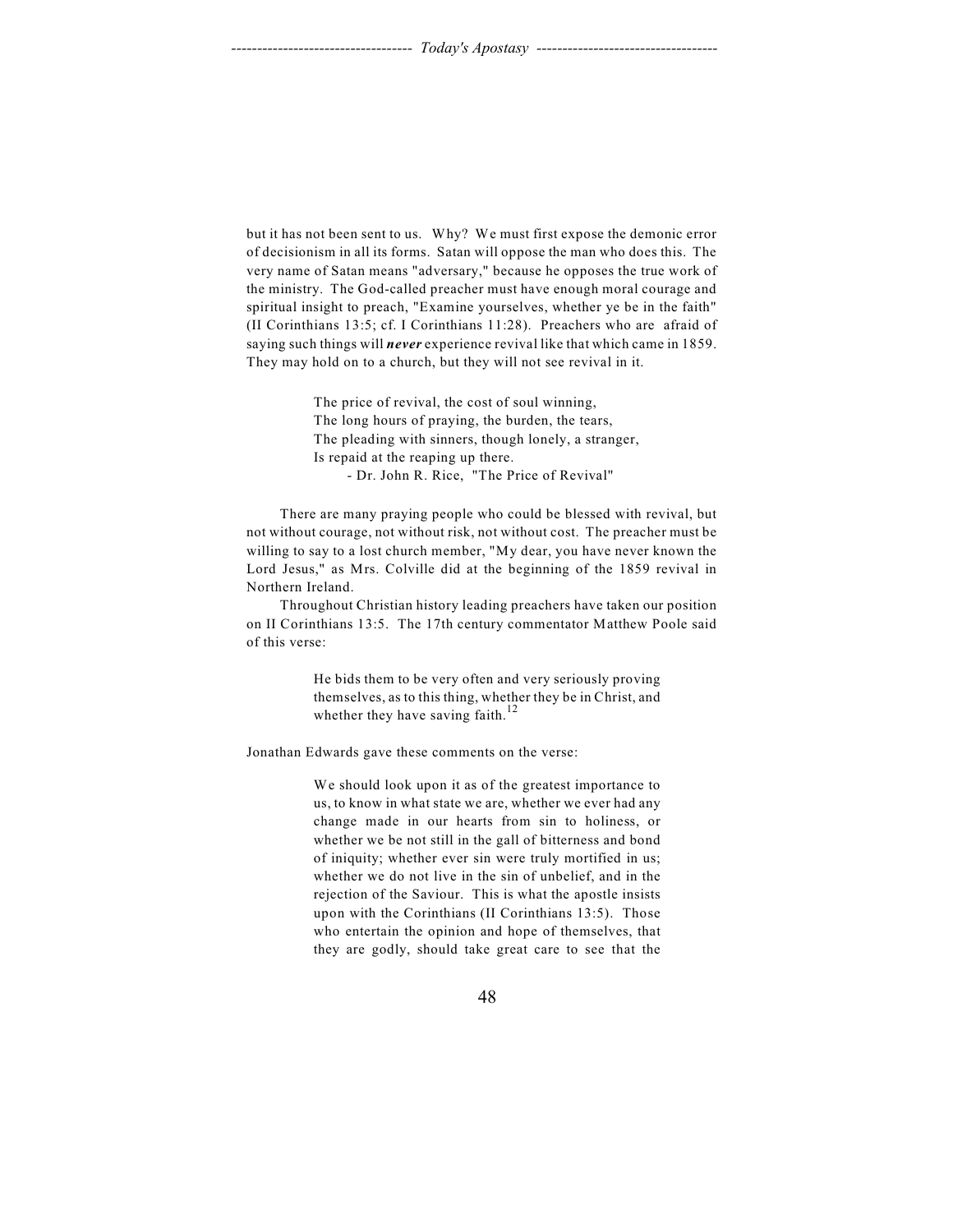but it has not been sent to us. Why? We must first expose the demonic error of decisionism in all its forms. Satan will oppose the man who does this. The very name of Satan means "adversary," because he opposes the true work of the ministry. The God-called preacher must have enough moral courage and spiritual insight to preach, "Examine yourselves, whether ye be in the faith" (II Corinthians 13:5; cf. I Corinthians 11:28). Preachers who are afraid of saying such things will ***never*** experience revival like that which came in 1859. They may hold on to a church, but they will not see revival in it.

> The price of revival, the cost of soul winning,
> The long hours of praying, the burden, the tears,
> The pleading with sinners, though lonely, a stranger,
> Is repaid at the reaping up there.
> - Dr. John R. Rice, "The Price of Revival"

There are many praying people who could be blessed with revival, but not without courage, not without risk, not without cost. The preacher must be willing to say to a lost church member, "My dear, you have never known the Lord Jesus," as Mrs. Colville did at the beginning of the 1859 revival in Northern Ireland.

Throughout Christian history leading preachers have taken our position on II Corinthians 13:5. The 17th century commentator Matthew Poole said of this verse:

> He bids them to be very often and very seriously proving themselves, as to this thing, whether they be in Christ, and whether they have saving faith.[12]

Jonathan Edwards gave these comments on the verse:

> We should look upon it as of the greatest importance to us, to know in what state we are, whether we ever had any change made in our hearts from sin to holiness, or whether we be not still in the gall of bitterness and bond of iniquity; whether ever sin were truly mortified in us; whether we do not live in the sin of unbelief, and in the rejection of the Saviour. This is what the apostle insists upon with the Corinthians (II Corinthians 13:5). Those who entertain the opinion and hope of themselves, that they are godly, should take great care to see that the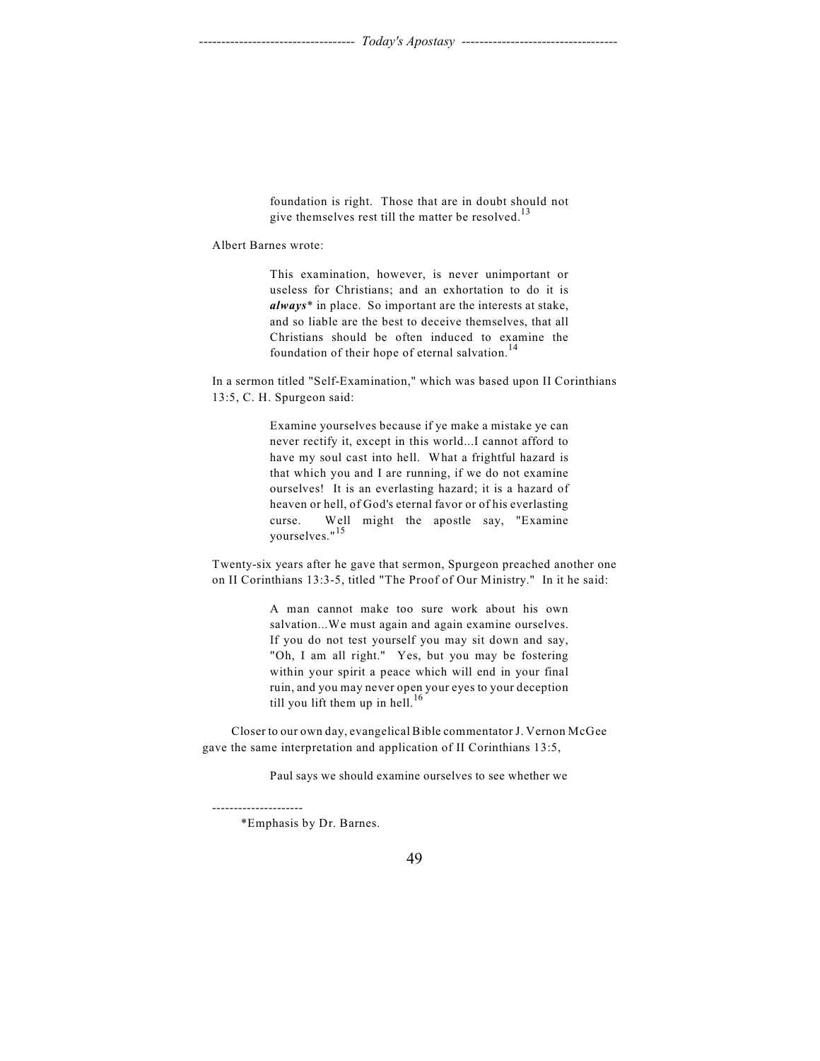> foundation is right. Those that are in doubt should not give themselves rest till the matter be resolved.[13]

Albert Barnes wrote:

> This examination, however, is never unimportant or useless for Christians; and an exhortation to do it is ***always**** in place. So important are the interests at stake, and so liable are the best to deceive themselves, that all Christians should be often induced to examine the foundation of their hope of eternal salvation.[14]

In a sermon titled "Self-Examination," which was based upon II Corinthians 13:5, C. H. Spurgeon said:

> Examine yourselves because if ye make a mistake ye can never rectify it, except in this world...I cannot afford to have my soul cast into hell. What a frightful hazard is that which you and I are running, if we do not examine ourselves! It is an everlasting hazard; it is a hazard of heaven or hell, of God's eternal favor or of his everlasting curse. Well might the apostle say, "Examine yourselves."[15]

Twenty-six years after he gave that sermon, Spurgeon preached another one on II Corinthians 13:3-5, titled "The Proof of Our Ministry." In it he said:

> A man cannot make too sure work about his own salvation...We must again and again examine ourselves. If you do not test yourself you may sit down and say, "Oh, I am all right." Yes, but you may be fostering within your spirit a peace which will end in your final ruin, and you may never open your eyes to your deception till you lift them up in hell.[16]

Closer to our own day, evangelical Bible commentator J. Vernon McGee gave the same interpretation and application of II Corinthians 13:5,

> Paul says we should examine ourselves to see whether we

---------------------

*Emphasis by Dr. Barnes.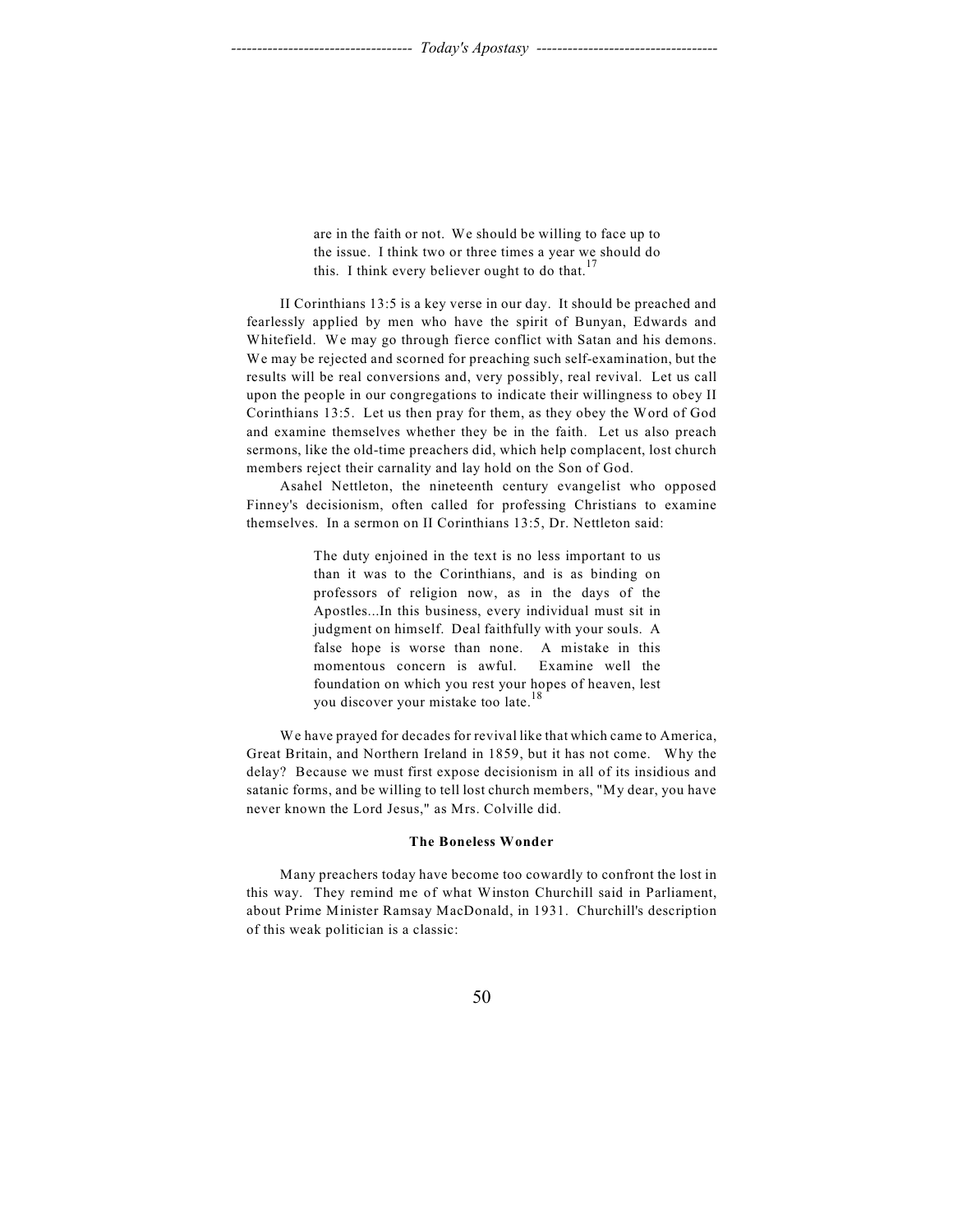> are in the faith or not. We should be willing to face up to the issue. I think two or three times a year we should do this. I think every believer ought to do that.[17]

II Corinthians 13:5 is a key verse in our day. It should be preached and fearlessly applied by men who have the spirit of Bunyan, Edwards and Whitefield. We may go through fierce conflict with Satan and his demons. We may be rejected and scorned for preaching such self-examination, but the results will be real conversions and, very possibly, real revival. Let us call upon the people in our congregations to indicate their willingness to obey II Corinthians 13:5. Let us then pray for them, as they obey the Word of God and examine themselves whether they be in the faith. Let us also preach sermons, like the old-time preachers did, which help complacent, lost church members reject their carnality and lay hold on the Son of God.

Asahel Nettleton, the nineteenth century evangelist who opposed Finney's decisionism, often called for professing Christians to examine themselves. In a sermon on II Corinthians 13:5, Dr. Nettleton said:

> The duty enjoined in the text is no less important to us than it was to the Corinthians, and is as binding on professors of religion now, as in the days of the Apostles...In this business, every individual must sit in judgment on himself. Deal faithfully with your souls. A false hope is worse than none. A mistake in this momentous concern is awful. Examine well the foundation on which you rest your hopes of heaven, lest you discover your mistake too late.[18]

We have prayed for decades for revival like that which came to America, Great Britain, and Northern Ireland in 1859, but it has not come. Why the delay? Because we must first expose decisionism in all of its insidious and satanic forms, and be willing to tell lost church members, "My dear, you have never known the Lord Jesus," as Mrs. Colville did.

**The Boneless Wonder**

Many preachers today have become too cowardly to confront the lost in this way. They remind me of what Winston Churchill said in Parliament, about Prime Minister Ramsay MacDonald, in 1931. Churchill's description of this weak politician is a classic: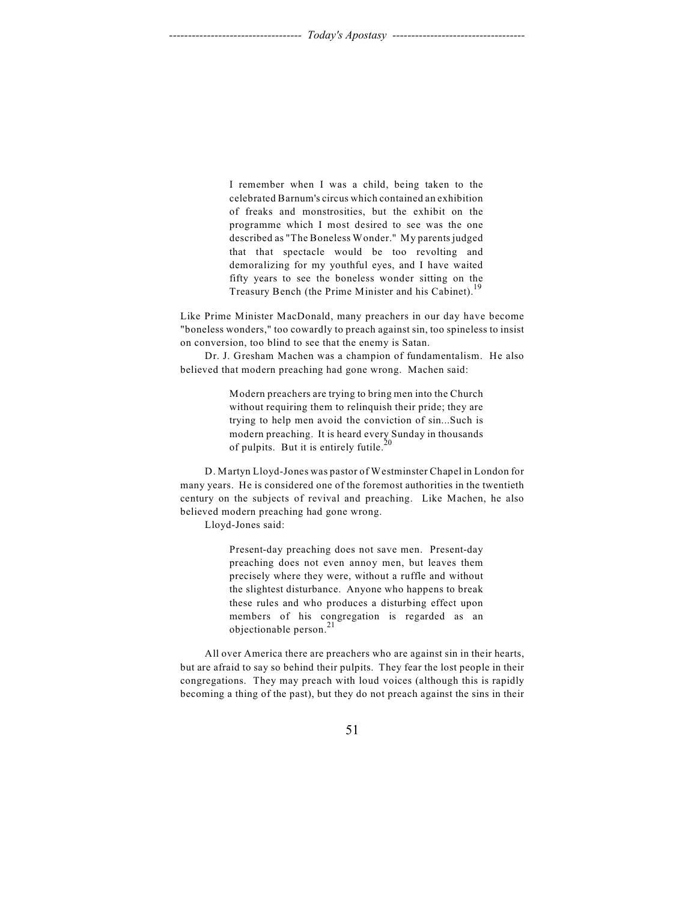> I remember when I was a child, being taken to the celebrated Barnum's circus which contained an exhibition of freaks and monstrosities, but the exhibit on the programme which I most desired to see was the one described as "The Boneless Wonder." My parents judged that that spectacle would be too revolting and demoralizing for my youthful eyes, and I have waited fifty years to see the boneless wonder sitting on the Treasury Bench (the Prime Minister and his Cabinet).[19]

Like Prime Minister MacDonald, many preachers in our day have become "boneless wonders," too cowardly to preach against sin, too spineless to insist on conversion, too blind to see that the enemy is Satan.

Dr. J. Gresham Machen was a champion of fundamentalism. He also believed that modern preaching had gone wrong. Machen said:

> Modern preachers are trying to bring men into the Church without requiring them to relinquish their pride; they are trying to help men avoid the conviction of sin...Such is modern preaching. It is heard every Sunday in thousands of pulpits. But it is entirely futile.[20]

D. Martyn Lloyd-Jones was pastor of Westminster Chapel in London for many years. He is considered one of the foremost authorities in the twentieth century on the subjects of revival and preaching. Like Machen, he also believed modern preaching had gone wrong.

Lloyd-Jones said:

> Present-day preaching does not save men. Present-day preaching does not even annoy men, but leaves them precisely where they were, without a ruffle and without the slightest disturbance. Anyone who happens to break these rules and who produces a disturbing effect upon members of his congregation is regarded as an objectionable person.[21]

All over America there are preachers who are against sin in their hearts, but are afraid to say so behind their pulpits. They fear the lost people in their congregations. They may preach with loud voices (although this is rapidly becoming a thing of the past), but they do not preach against the sins in their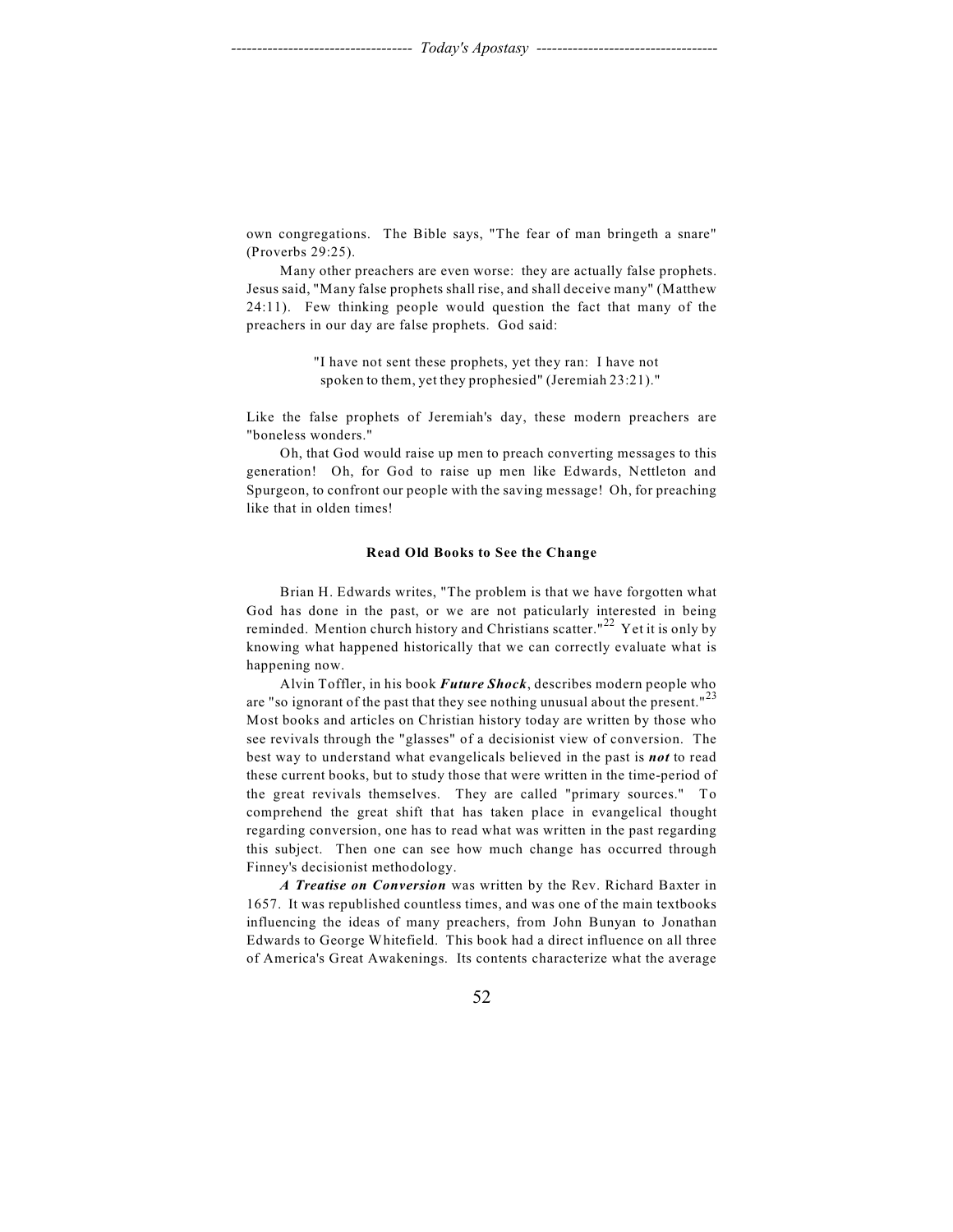own congregations. The Bible says, "The fear of man bringeth a snare" (Proverbs 29:25).

Many other preachers are even worse: they are actually false prophets. Jesus said, "Many false prophets shall rise, and shall deceive many" (Matthew 24:11). Few thinking people would question the fact that many of the preachers in our day are false prophets. God said:

> "I have not sent these prophets, yet they ran: I have not spoken to them, yet they prophesied" (Jeremiah 23:21)."

Like the false prophets of Jeremiah's day, these modern preachers are "boneless wonders."

Oh, that God would raise up men to preach converting messages to this generation! Oh, for God to raise up men like Edwards, Nettleton and Spurgeon, to confront our people with the saving message! Oh, for preaching like that in olden times!

### Read Old Books to See the Change

Brian H. Edwards writes, "The problem is that we have forgotten what God has done in the past, or we are not paticularly interested in being reminded. Mention church history and Christians scatter."[22] Yet it is only by knowing what happened historically that we can correctly evaluate what is happening now.

Alvin Toffler, in his book ***Future Shock***, describes modern people who are "so ignorant of the past that they see nothing unusual about the present."[23] Most books and articles on Christian history today are written by those who see revivals through the "glasses" of a decisionist view of conversion. The best way to understand what evangelicals believed in the past is ***not*** to read these current books, but to study those that were written in the time-period of the great revivals themselves. They are called "primary sources." To comprehend the great shift that has taken place in evangelical thought regarding conversion, one has to read what was written in the past regarding this subject. Then one can see how much change has occurred through Finney's decisionist methodology.

***A Treatise on Conversion*** was written by the Rev. Richard Baxter in 1657. It was republished countless times, and was one of the main textbooks influencing the ideas of many preachers, from John Bunyan to Jonathan Edwards to George Whitefield. This book had a direct influence on all three of America's Great Awakenings. Its contents characterize what the average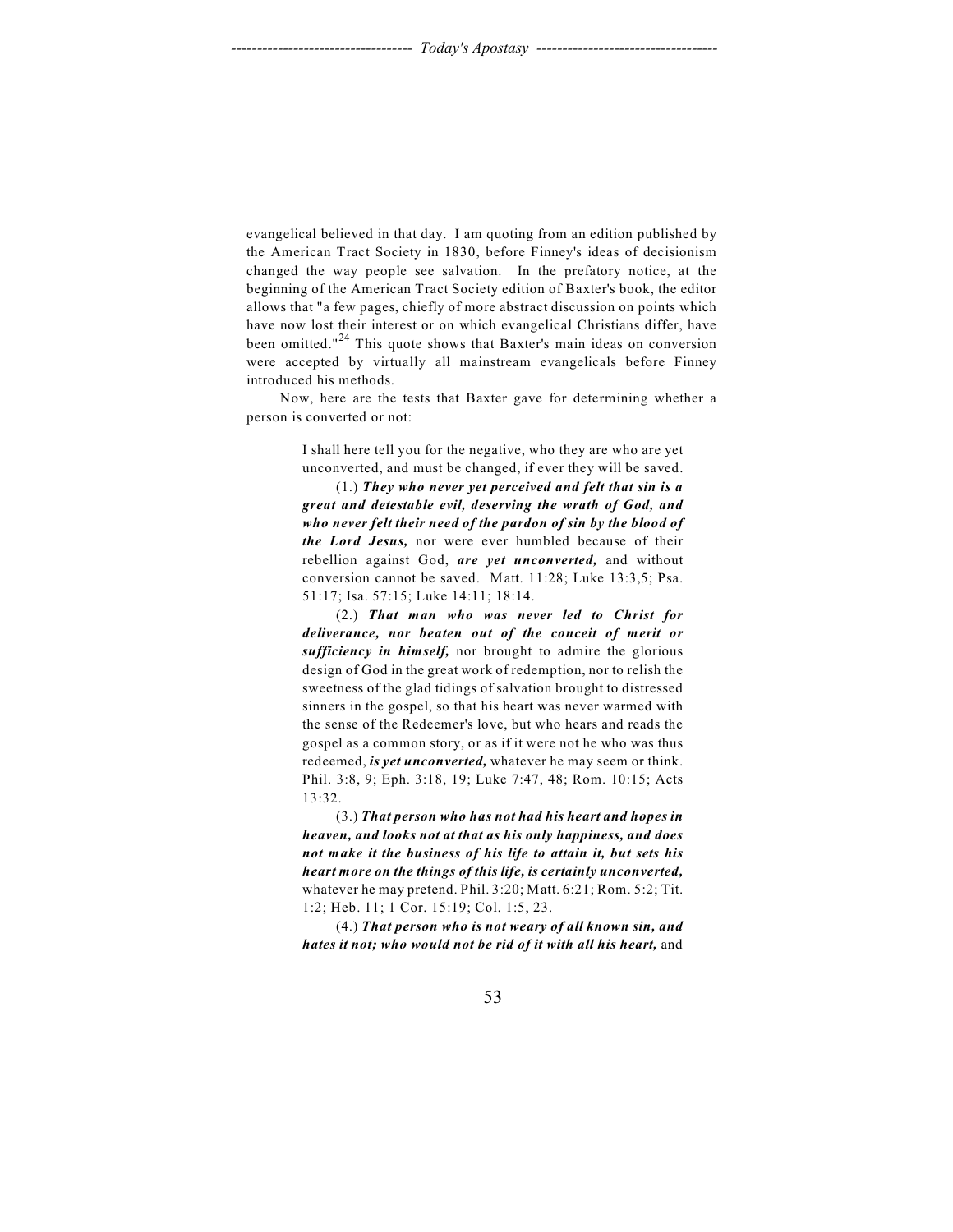evangelical believed in that day. I am quoting from an edition published by the American Tract Society in 1830, before Finney's ideas of decisionism changed the way people see salvation. In the prefatory notice, at the beginning of the American Tract Society edition of Baxter's book, the editor allows that "a few pages, chiefly of more abstract discussion on points which have now lost their interest or on which evangelical Christians differ, have been omitted."[24] This quote shows that Baxter's main ideas on conversion were accepted by virtually all mainstream evangelicals before Finney introduced his methods.

Now, here are the tests that Baxter gave for determining whether a person is converted or not:

> I shall here tell you for the negative, who they are who are yet unconverted, and must be changed, if ever they will be saved.
>
> (1.) ***They who never yet perceived and felt that sin is a great and detestable evil, deserving the wrath of God, and who never felt their need of the pardon of sin by the blood of the Lord Jesus,*** nor were ever humbled because of their rebellion against God, ***are yet unconverted,*** and without conversion cannot be saved. Matt. 11:28; Luke 13:3,5; Psa. 51:17; Isa. 57:15; Luke 14:11; 18:14.
>
> (2.) ***That man who was never led to Christ for deliverance, nor beaten out of the conceit of merit or sufficiency in himself,*** nor brought to admire the glorious design of God in the great work of redemption, nor to relish the sweetness of the glad tidings of salvation brought to distressed sinners in the gospel, so that his heart was never warmed with the sense of the Redeemer's love, but who hears and reads the gospel as a common story, or as if it were not he who was thus redeemed, ***is yet unconverted,*** whatever he may seem or think. Phil. 3:8, 9; Eph. 3:18, 19; Luke 7:47, 48; Rom. 10:15; Acts 13:32.
>
> (3.) ***That person who has not had his heart and hopes in heaven, and looks not at that as his only happiness, and does not make it the business of his life to attain it, but sets his heart more on the things of this life, is certainly unconverted,*** whatever he may pretend. Phil. 3:20; Matt. 6:21; Rom. 5:2; Tit. 1:2; Heb. 11; 1 Cor. 15:19; Col. 1:5, 23.
>
> (4.) ***That person who is not weary of all known sin, and hates it not; who would not be rid of it with all his heart,*** and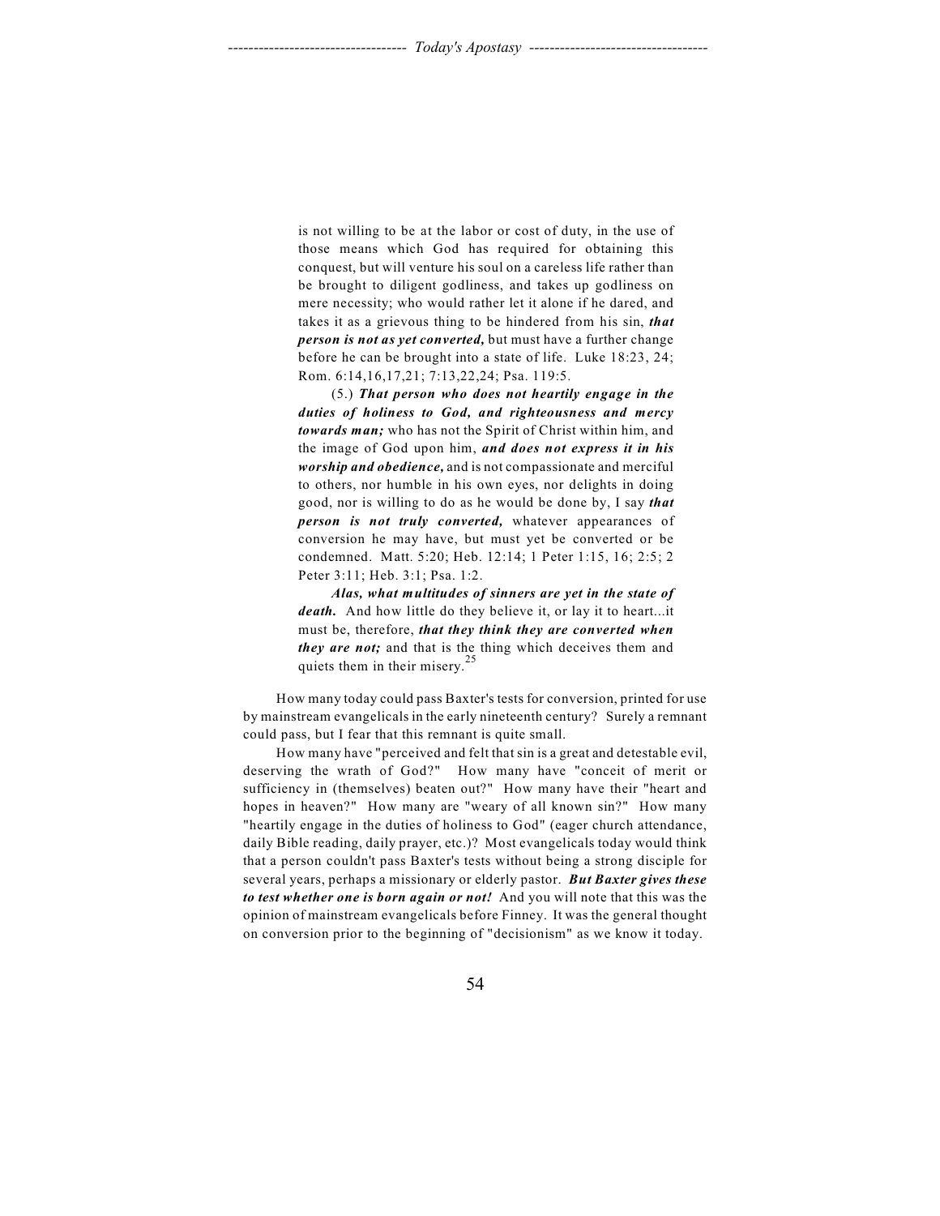> is not willing to be at the labor or cost of duty, in the use of those means which God has required for obtaining this conquest, but will venture his soul on a careless life rather than be brought to diligent godliness, and takes up godliness on mere necessity; who would rather let it alone if he dared, and takes it as a grievous thing to be hindered from his sin, ***that person is not as yet converted,*** but must have a further change before he can be brought into a state of life. Luke 18:23, 24; Rom. 6:14,16,17,21; 7:13,22,24; Psa. 119:5.
>
> (5.) ***That person who does not heartily engage in the duties of holiness to God, and righteousness and mercy towards man;*** who has not the Spirit of Christ within him, and the image of God upon him, ***and does not express it in his worship and obedience,*** and is not compassionate and merciful to others, nor humble in his own eyes, nor delights in doing good, nor is willing to do as he would be done by, I say ***that person is not truly converted,*** whatever appearances of conversion he may have, but must yet be converted or be condemned. Matt. 5:20; Heb. 12:14; 1 Peter 1:15, 16; 2:5; 2 Peter 3:11; Heb. 3:1; Psa. 1:2.
>
> ***Alas, what multitudes of sinners are yet in the state of death.*** And how little do they believe it, or lay it to heart...it must be, therefore, ***that they think they are converted when they are not;*** and that is the thing which deceives them and quiets them in their misery.[25]

How many today could pass Baxter's tests for conversion, printed for use by mainstream evangelicals in the early nineteenth century? Surely a remnant could pass, but I fear that this remnant is quite small.

How many have "perceived and felt that sin is a great and detestable evil, deserving the wrath of God?" How many have "conceit of merit or sufficiency in (themselves) beaten out?" How many have their "heart and hopes in heaven?" How many are "weary of all known sin?" How many "heartily engage in the duties of holiness to God" (eager church attendance, daily Bible reading, daily prayer, etc.)? Most evangelicals today would think that a person couldn't pass Baxter's tests without being a strong disciple for several years, perhaps a missionary or elderly pastor. ***But Baxter gives these to test whether one is born again or not!*** And you will note that this was the opinion of mainstream evangelicals before Finney. It was the general thought on conversion prior to the beginning of "decisionism" as we know it today.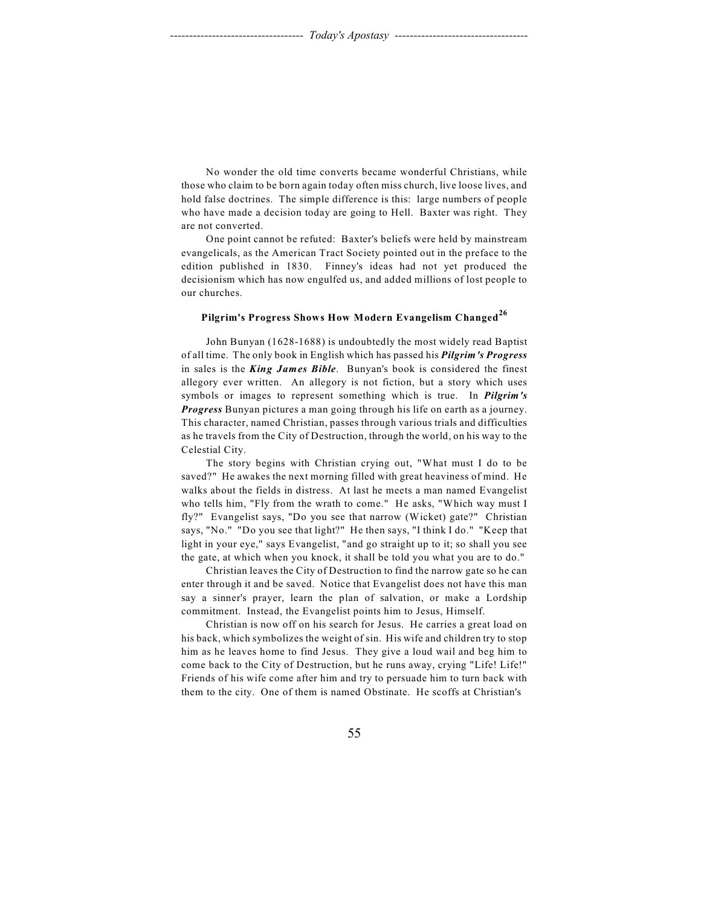No wonder the old time converts became wonderful Christians, while those who claim to be born again today often miss church, live loose lives, and hold false doctrines. The simple difference is this: large numbers of people who have made a decision today are going to Hell. Baxter was right. They are not converted.

One point cannot be refuted: Baxter's beliefs were held by mainstream evangelicals, as the American Tract Society pointed out in the preface to the edition published in 1830. Finney's ideas had not yet produced the decisionism which has now engulfed us, and added millions of lost people to our churches.

### Pilgrim's Progress Shows How Modern Evangelism Changed[26]

John Bunyan (1628-1688) is undoubtedly the most widely read Baptist of all time. The only book in English which has passed his ***Pilgrim's Progress*** in sales is the ***King James Bible***. Bunyan's book is considered the finest allegory ever written. An allegory is not fiction, but a story which uses symbols or images to represent something which is true. In ***Pilgrim's Progress*** Bunyan pictures a man going through his life on earth as a journey. This character, named Christian, passes through various trials and difficulties as he travels from the City of Destruction, through the world, on his way to the Celestial City.

The story begins with Christian crying out, "What must I do to be saved?" He awakes the next morning filled with great heaviness of mind. He walks about the fields in distress. At last he meets a man named Evangelist who tells him, "Fly from the wrath to come." He asks, "Which way must I fly?" Evangelist says, "Do you see that narrow (Wicket) gate?" Christian says, "No." "Do you see that light?" He then says, "I think I do." "Keep that light in your eye," says Evangelist, "and go straight up to it; so shall you see the gate, at which when you knock, it shall be told you what you are to do."

Christian leaves the City of Destruction to find the narrow gate so he can enter through it and be saved. Notice that Evangelist does not have this man say a sinner's prayer, learn the plan of salvation, or make a Lordship commitment. Instead, the Evangelist points him to Jesus, Himself.

Christian is now off on his search for Jesus. He carries a great load on his back, which symbolizes the weight of sin. His wife and children try to stop him as he leaves home to find Jesus. They give a loud wail and beg him to come back to the City of Destruction, but he runs away, crying "Life! Life!" Friends of his wife come after him and try to persuade him to turn back with them to the city. One of them is named Obstinate. He scoffs at Christian's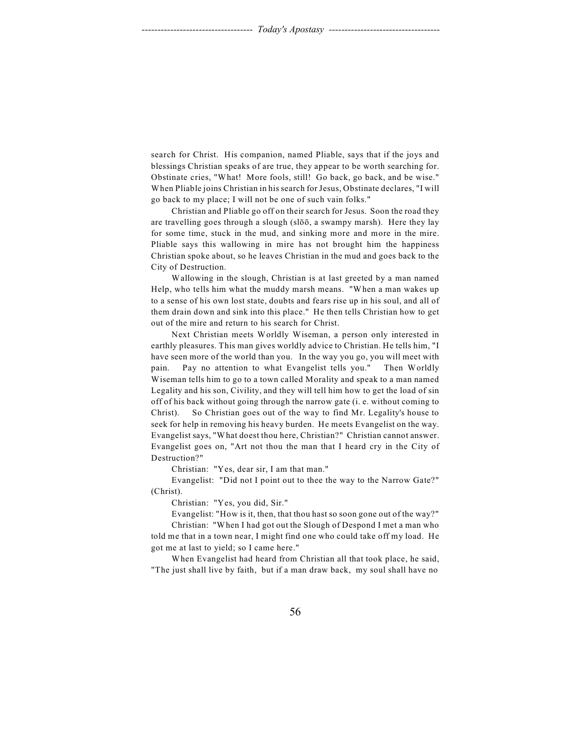search for Christ. His companion, named Pliable, says that if the joys and blessings Christian speaks of are true, they appear to be worth searching for. Obstinate cries, "What! More fools, still! Go back, go back, and be wise." When Pliable joins Christian in his search for Jesus, Obstinate declares, "I will go back to my place; I will not be one of such vain folks."

Christian and Pliable go off on their search for Jesus. Soon the road they are travelling goes through a slough (slōō, a swampy marsh). Here they lay for some time, stuck in the mud, and sinking more and more in the mire. Pliable says this wallowing in mire has not brought him the happiness Christian spoke about, so he leaves Christian in the mud and goes back to the City of Destruction.

Wallowing in the slough, Christian is at last greeted by a man named Help, who tells him what the muddy marsh means. "When a man wakes up to a sense of his own lost state, doubts and fears rise up in his soul, and all of them drain down and sink into this place." He then tells Christian how to get out of the mire and return to his search for Christ.

Next Christian meets Worldly Wiseman, a person only interested in earthly pleasures. This man gives worldly advice to Christian. He tells him, "I have seen more of the world than you. In the way you go, you will meet with pain. Pay no attention to what Evangelist tells you." Then Worldly Wiseman tells him to go to a town called Morality and speak to a man named Legality and his son, Civility, and they will tell him how to get the load of sin off of his back without going through the narrow gate (i. e. without coming to Christ). So Christian goes out of the way to find Mr. Legality's house to seek for help in removing his heavy burden. He meets Evangelist on the way. Evangelist says, "What doest thou here, Christian?" Christian cannot answer. Evangelist goes on, "Art not thou the man that I heard cry in the City of Destruction?"

Christian: "Yes, dear sir, I am that man."

Evangelist: "Did not I point out to thee the way to the Narrow Gate?" (Christ).

Christian: "Yes, you did, Sir."

Evangelist: "How is it, then, that thou hast so soon gone out of the way?"

Christian: "When I had got out the Slough of Despond I met a man who told me that in a town near, I might find one who could take off my load. He got me at last to yield; so I came here."

When Evangelist had heard from Christian all that took place, he said, "The just shall live by faith, but if a man draw back, my soul shall have no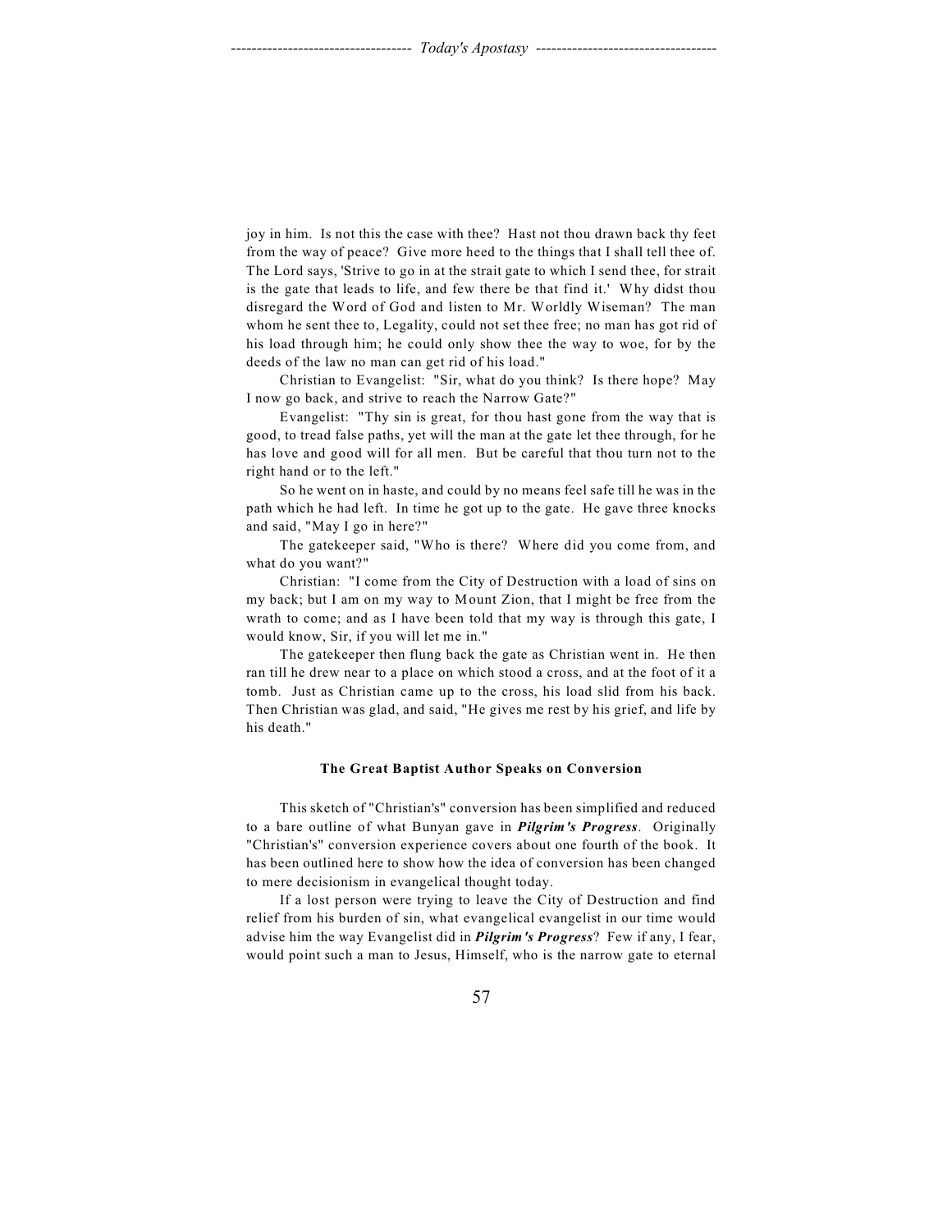joy in him. Is not this the case with thee? Hast not thou drawn back thy feet from the way of peace? Give more heed to the things that I shall tell thee of. The Lord says, 'Strive to go in at the strait gate to which I send thee, for strait is the gate that leads to life, and few there be that find it.' Why didst thou disregard the Word of God and listen to Mr. Worldly Wiseman? The man whom he sent thee to, Legality, could not set thee free; no man has got rid of his load through him; he could only show thee the way to woe, for by the deeds of the law no man can get rid of his load."

Christian to Evangelist: "Sir, what do you think? Is there hope? May I now go back, and strive to reach the Narrow Gate?"

Evangelist: "Thy sin is great, for thou hast gone from the way that is good, to tread false paths, yet will the man at the gate let thee through, for he has love and good will for all men. But be careful that thou turn not to the right hand or to the left."

So he went on in haste, and could by no means feel safe till he was in the path which he had left. In time he got up to the gate. He gave three knocks and said, "May I go in here?"

The gatekeeper said, "Who is there? Where did you come from, and what do you want?"

Christian: "I come from the City of Destruction with a load of sins on my back; but I am on my way to Mount Zion, that I might be free from the wrath to come; and as I have been told that my way is through this gate, I would know, Sir, if you will let me in."

The gatekeeper then flung back the gate as Christian went in. He then ran till he drew near to a place on which stood a cross, and at the foot of it a tomb. Just as Christian came up to the cross, his load slid from his back. Then Christian was glad, and said, "He gives me rest by his grief, and life by his death."

#### The Great Baptist Author Speaks on Conversion

This sketch of "Christian's" conversion has been simplified and reduced to a bare outline of what Bunyan gave in ***Pilgrim's Progress***. Originally "Christian's" conversion experience covers about one fourth of the book. It has been outlined here to show how the idea of conversion has been changed to mere decisionism in evangelical thought today.

If a lost person were trying to leave the City of Destruction and find relief from his burden of sin, what evangelical evangelist in our time would advise him the way Evangelist did in ***Pilgrim's Progress***? Few if any, I fear, would point such a man to Jesus, Himself, who is the narrow gate to eternal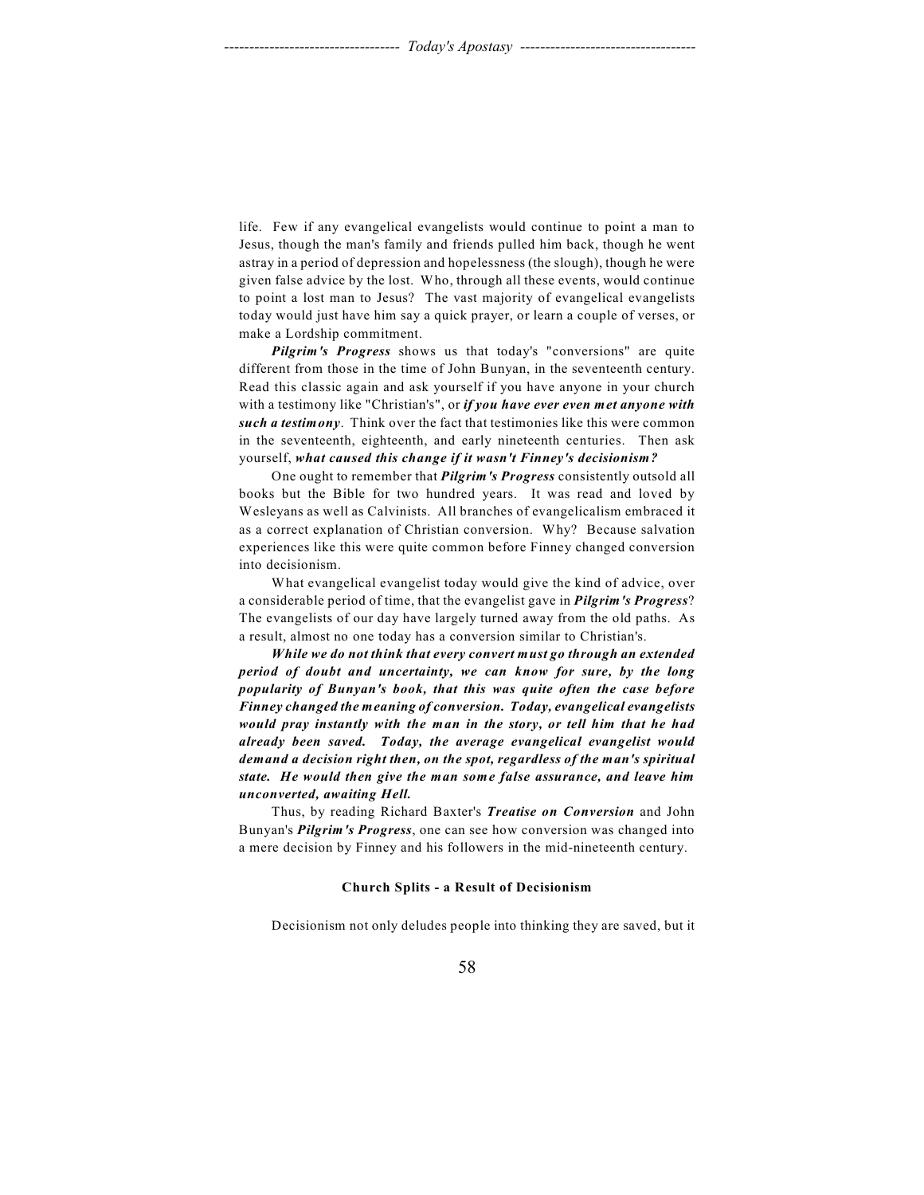life. Few if any evangelical evangelists would continue to point a man to Jesus, though the man's family and friends pulled him back, though he went astray in a period of depression and hopelessness (the slough), though he were given false advice by the lost. Who, through all these events, would continue to point a lost man to Jesus? The vast majority of evangelical evangelists today would just have him say a quick prayer, or learn a couple of verses, or make a Lordship commitment.

***Pilgrim's Progress*** shows us that today's "conversions" are quite different from those in the time of John Bunyan, in the seventeenth century. Read this classic again and ask yourself if you have anyone in your church with a testimony like "Christian's", or ***if you have ever even met anyone with such a testimony***. Think over the fact that testimonies like this were common in the seventeenth, eighteenth, and early nineteenth centuries. Then ask yourself, ***what caused this change if it wasn't Finney's decisionism?***

One ought to remember that ***Pilgrim's Progress*** consistently outsold all books but the Bible for two hundred years. It was read and loved by Wesleyans as well as Calvinists. All branches of evangelicalism embraced it as a correct explanation of Christian conversion. Why? Because salvation experiences like this were quite common before Finney changed conversion into decisionism.

What evangelical evangelist today would give the kind of advice, over a considerable period of time, that the evangelist gave in ***Pilgrim's Progress***? The evangelists of our day have largely turned away from the old paths. As a result, almost no one today has a conversion similar to Christian's.

***While we do not think that every convert must go through an extended period of doubt and uncertainty, we can know for sure, by the long popularity of Bunyan's book, that this was quite often the case before Finney changed the meaning of conversion. Today, evangelical evangelists would pray instantly with the man in the story, or tell him that he had already been saved. Today, the average evangelical evangelist would demand a decision right then, on the spot, regardless of the man's spiritual state. He would then give the man some false assurance, and leave him unconverted, awaiting Hell.***

Thus, by reading Richard Baxter's ***Treatise on Conversion*** and John Bunyan's ***Pilgrim's Progress***, one can see how conversion was changed into a mere decision by Finney and his followers in the mid-nineteenth century.

#### Church Splits - a Result of Decisionism

Decisionism not only deludes people into thinking they are saved, but it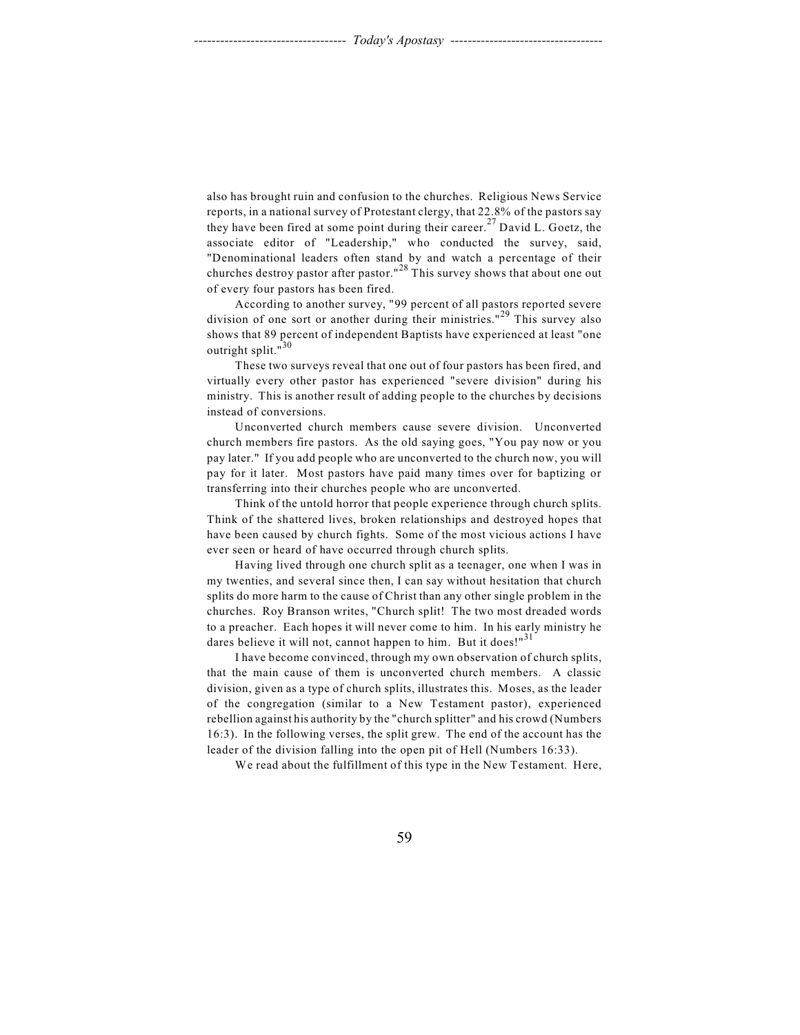also has brought ruin and confusion to the churches. Religious News Service reports, in a national survey of Protestant clergy, that 22.8% of the pastors say they have been fired at some point during their career.[27] David L. Goetz, the associate editor of "Leadership," who conducted the survey, said, "Denominational leaders often stand by and watch a percentage of their churches destroy pastor after pastor."[28] This survey shows that about one out of every four pastors has been fired.

According to another survey, "99 percent of all pastors reported severe division of one sort or another during their ministries."[29] This survey also shows that 89 percent of independent Baptists have experienced at least "one outright split."[30]

These two surveys reveal that one out of four pastors has been fired, and virtually every other pastor has experienced "severe division" during his ministry. This is another result of adding people to the churches by decisions instead of conversions.

Unconverted church members cause severe division. Unconverted church members fire pastors. As the old saying goes, "You pay now or you pay later." If you add people who are unconverted to the church now, you will pay for it later. Most pastors have paid many times over for baptizing or transferring into their churches people who are unconverted.

Think of the untold horror that people experience through church splits. Think of the shattered lives, broken relationships and destroyed hopes that have been caused by church fights. Some of the most vicious actions I have ever seen or heard of have occurred through church splits.

Having lived through one church split as a teenager, one when I was in my twenties, and several since then, I can say without hesitation that church splits do more harm to the cause of Christ than any other single problem in the churches. Roy Branson writes, "Church split! The two most dreaded words to a preacher. Each hopes it will never come to him. In his early ministry he dares believe it will not, cannot happen to him. But it does!"[31]

I have become convinced, through my own observation of church splits, that the main cause of them is unconverted church members. A classic division, given as a type of church splits, illustrates this. Moses, as the leader of the congregation (similar to a New Testament pastor), experienced rebellion against his authority by the "church splitter" and his crowd (Numbers 16:3). In the following verses, the split grew. The end of the account has the leader of the division falling into the open pit of Hell (Numbers 16:33).

We read about the fulfillment of this type in the New Testament. Here,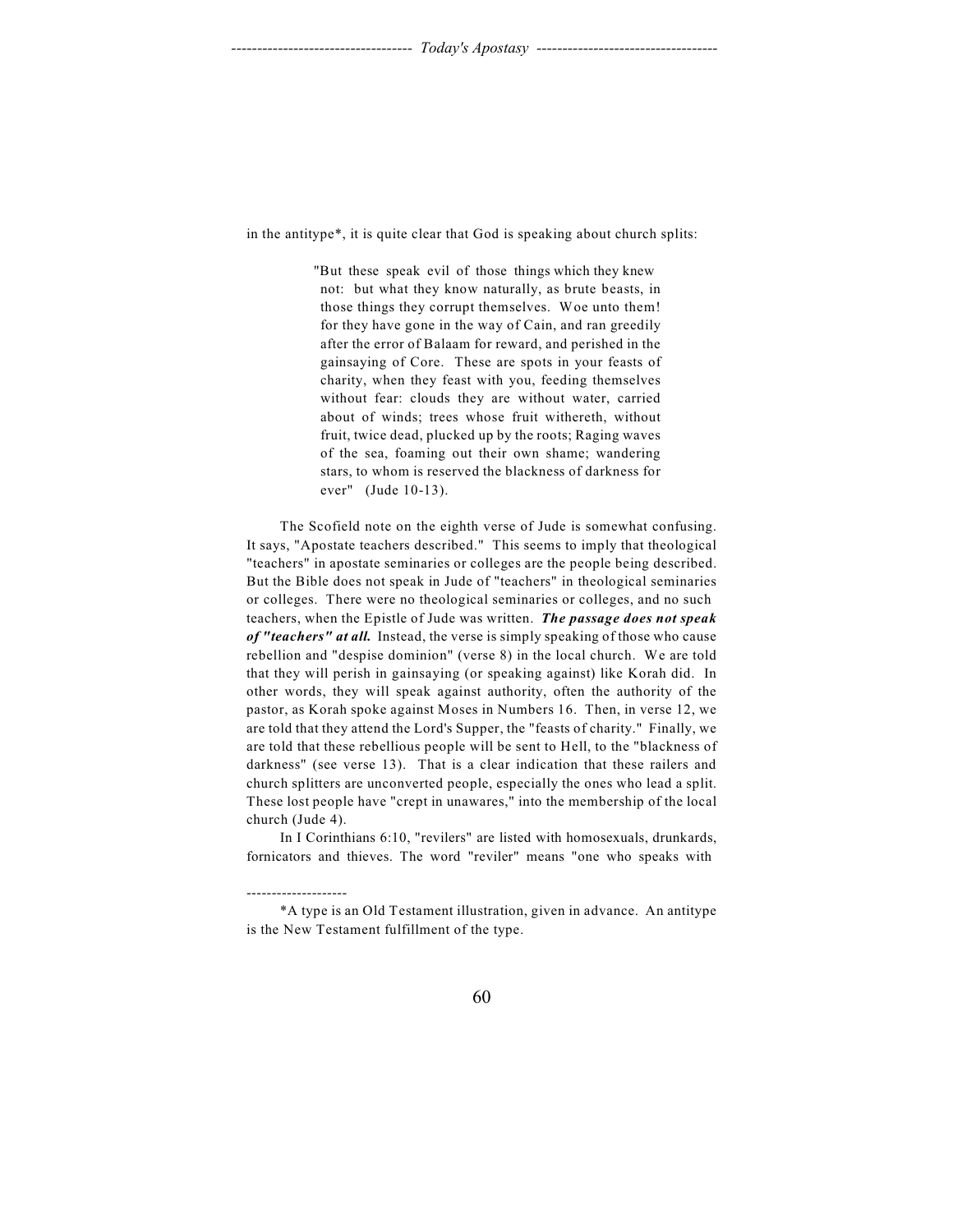in the antitype*, it is quite clear that God is speaking about church splits:

> "But these speak evil of those things which they knew not: but what they know naturally, as brute beasts, in those things they corrupt themselves. Woe unto them! for they have gone in the way of Cain, and ran greedily after the error of Balaam for reward, and perished in the gainsaying of Core. These are spots in your feasts of charity, when they feast with you, feeding themselves without fear: clouds they are without water, carried about of winds; trees whose fruit withereth, without fruit, twice dead, plucked up by the roots; Raging waves of the sea, foaming out their own shame; wandering stars, to whom is reserved the blackness of darkness for ever" (Jude 10-13).

The Scofield note on the eighth verse of Jude is somewhat confusing. It says, "Apostate teachers described." This seems to imply that theological "teachers" in apostate seminaries or colleges are the people being described. But the Bible does not speak in Jude of "teachers" in theological seminaries or colleges. There were no theological seminaries or colleges, and no such teachers, when the Epistle of Jude was written. ***The passage does not speak of "teachers" at all.*** Instead, the verse is simply speaking of those who cause rebellion and "despise dominion" (verse 8) in the local church. We are told that they will perish in gainsaying (or speaking against) like Korah did. In other words, they will speak against authority, often the authority of the pastor, as Korah spoke against Moses in Numbers 16. Then, in verse 12, we are told that they attend the Lord's Supper, the "feasts of charity." Finally, we are told that these rebellious people will be sent to Hell, to the "blackness of darkness" (see verse 13). That is a clear indication that these railers and church splitters are unconverted people, especially the ones who lead a split. These lost people have "crept in unawares," into the membership of the local church (Jude 4).

In I Corinthians 6:10, "revilers" are listed with homosexuals, drunkards, fornicators and thieves. The word "reviler" means "one who speaks with

--------------------

*A type is an Old Testament illustration, given in advance. An antitype is the New Testament fulfillment of the type.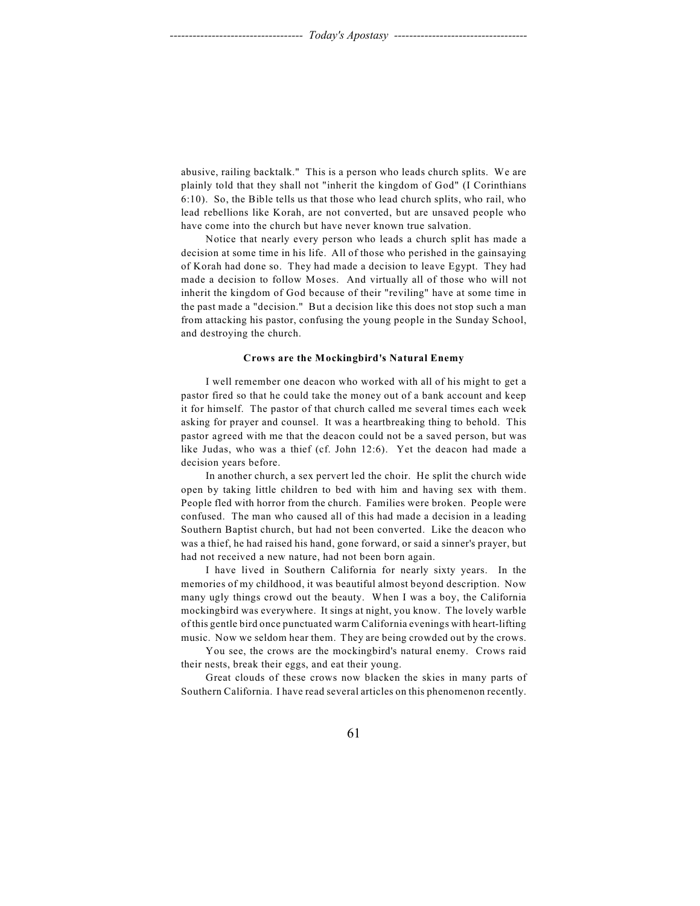abusive, railing backtalk." This is a person who leads church splits. We are plainly told that they shall not "inherit the kingdom of God" (I Corinthians 6:10). So, the Bible tells us that those who lead church splits, who rail, who lead rebellions like Korah, are not converted, but are unsaved people who have come into the church but have never known true salvation.

Notice that nearly every person who leads a church split has made a decision at some time in his life. All of those who perished in the gainsaying of Korah had done so. They had made a decision to leave Egypt. They had made a decision to follow Moses. And virtually all of those who will not inherit the kingdom of God because of their "reviling" have at some time in the past made a "decision." But a decision like this does not stop such a man from attacking his pastor, confusing the young people in the Sunday School, and destroying the church.

**Crows are the Mockingbird's Natural Enemy**

I well remember one deacon who worked with all of his might to get a pastor fired so that he could take the money out of a bank account and keep it for himself. The pastor of that church called me several times each week asking for prayer and counsel. It was a heartbreaking thing to behold. This pastor agreed with me that the deacon could not be a saved person, but was like Judas, who was a thief (cf. John 12:6). Yet the deacon had made a decision years before.

In another church, a sex pervert led the choir. He split the church wide open by taking little children to bed with him and having sex with them. People fled with horror from the church. Families were broken. People were confused. The man who caused all of this had made a decision in a leading Southern Baptist church, but had not been converted. Like the deacon who was a thief, he had raised his hand, gone forward, or said a sinner's prayer, but had not received a new nature, had not been born again.

I have lived in Southern California for nearly sixty years. In the memories of my childhood, it was beautiful almost beyond description. Now many ugly things crowd out the beauty. When I was a boy, the California mockingbird was everywhere. It sings at night, you know. The lovely warble of this gentle bird once punctuated warm California evenings with heart-lifting music. Now we seldom hear them. They are being crowded out by the crows.

You see, the crows are the mockingbird's natural enemy. Crows raid their nests, break their eggs, and eat their young.

Great clouds of these crows now blacken the skies in many parts of Southern California. I have read several articles on this phenomenon recently.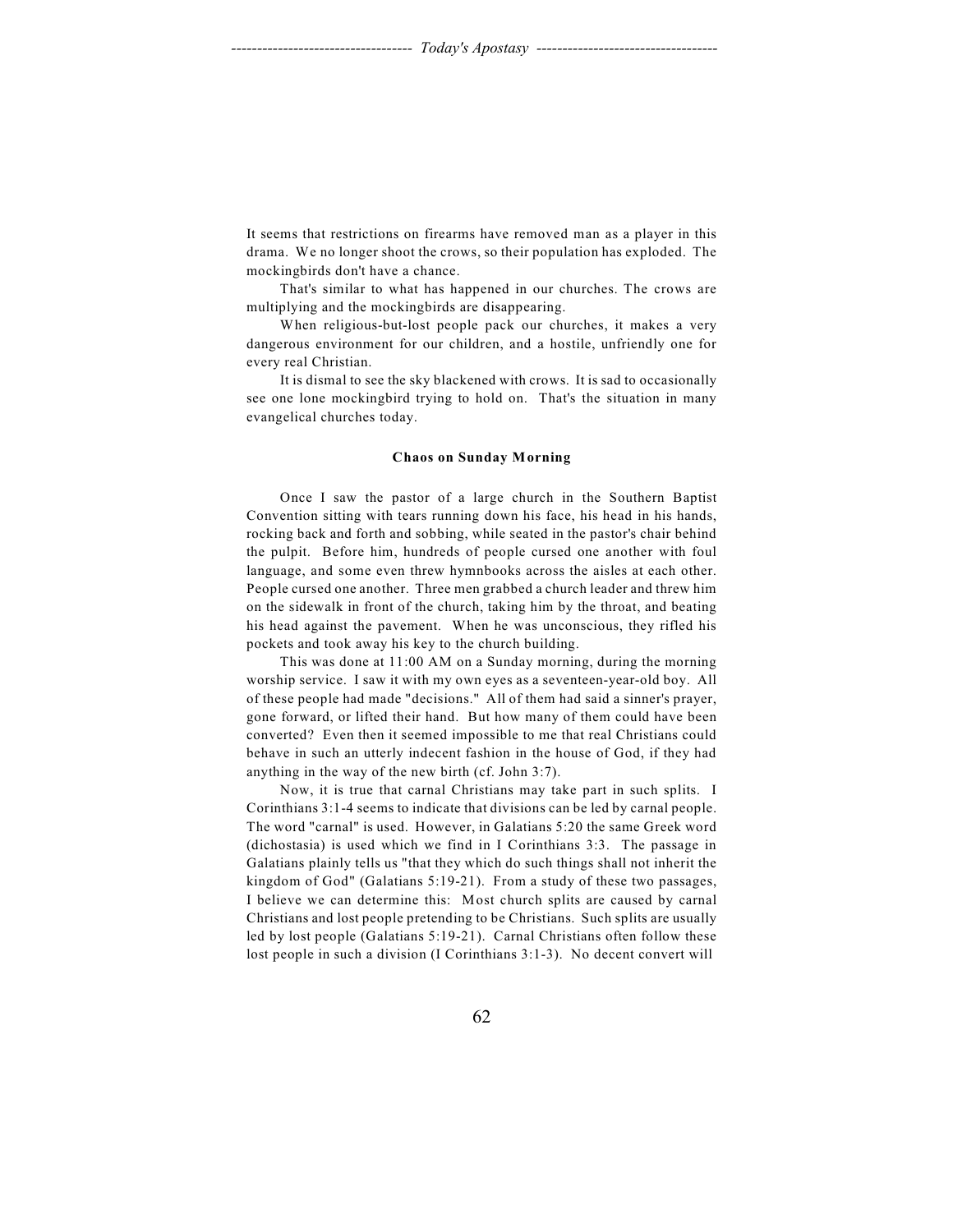It seems that restrictions on firearms have removed man as a player in this drama. We no longer shoot the crows, so their population has exploded. The mockingbirds don't have a chance.

That's similar to what has happened in our churches. The crows are multiplying and the mockingbirds are disappearing.

When religious-but-lost people pack our churches, it makes a very dangerous environment for our children, and a hostile, unfriendly one for every real Christian.

It is dismal to see the sky blackened with crows. It is sad to occasionally see one lone mockingbird trying to hold on. That's the situation in many evangelical churches today.

### Chaos on Sunday Morning

Once I saw the pastor of a large church in the Southern Baptist Convention sitting with tears running down his face, his head in his hands, rocking back and forth and sobbing, while seated in the pastor's chair behind the pulpit. Before him, hundreds of people cursed one another with foul language, and some even threw hymnbooks across the aisles at each other. People cursed one another. Three men grabbed a church leader and threw him on the sidewalk in front of the church, taking him by the throat, and beating his head against the pavement. When he was unconscious, they rifled his pockets and took away his key to the church building.

This was done at 11:00 AM on a Sunday morning, during the morning worship service. I saw it with my own eyes as a seventeen-year-old boy. All of these people had made "decisions." All of them had said a sinner's prayer, gone forward, or lifted their hand. But how many of them could have been converted? Even then it seemed impossible to me that real Christians could behave in such an utterly indecent fashion in the house of God, if they had anything in the way of the new birth (cf. John 3:7).

Now, it is true that carnal Christians may take part in such splits. I Corinthians 3:1-4 seems to indicate that divisions can be led by carnal people. The word "carnal" is used. However, in Galatians 5:20 the same Greek word (dichostasia) is used which we find in I Corinthians 3:3. The passage in Galatians plainly tells us "that they which do such things shall not inherit the kingdom of God" (Galatians 5:19-21). From a study of these two passages, I believe we can determine this: Most church splits are caused by carnal Christians and lost people pretending to be Christians. Such splits are usually led by lost people (Galatians 5:19-21). Carnal Christians often follow these lost people in such a division (I Corinthians 3:1-3). No decent convert will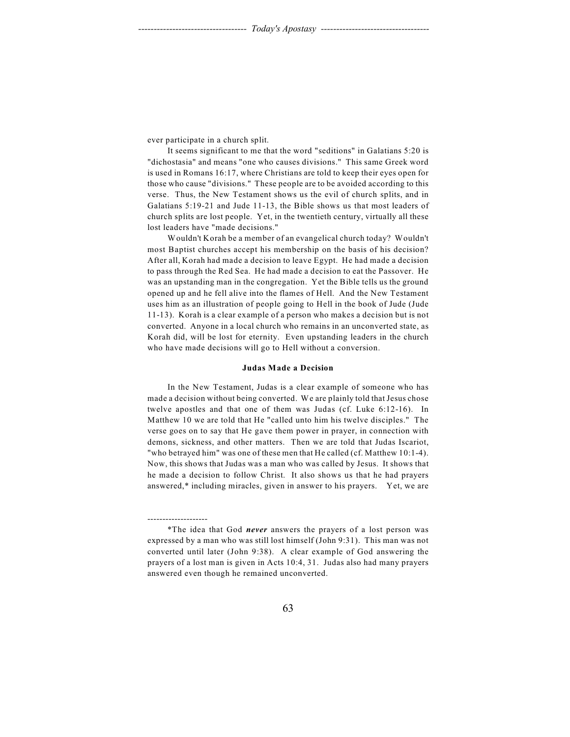ever participate in a church split.

It seems significant to me that the word "seditions" in Galatians 5:20 is "dichostasia" and means "one who causes divisions." This same Greek word is used in Romans 16:17, where Christians are told to keep their eyes open for those who cause "divisions." These people are to be avoided according to this verse. Thus, the New Testament shows us the evil of church splits, and in Galatians 5:19-21 and Jude 11-13, the Bible shows us that most leaders of church splits are lost people. Yet, in the twentieth century, virtually all these lost leaders have "made decisions."

Wouldn't Korah be a member of an evangelical church today? Wouldn't most Baptist churches accept his membership on the basis of his decision? After all, Korah had made a decision to leave Egypt. He had made a decision to pass through the Red Sea. He had made a decision to eat the Passover. He was an upstanding man in the congregation. Yet the Bible tells us the ground opened up and he fell alive into the flames of Hell. And the New Testament uses him as an illustration of people going to Hell in the book of Jude (Jude 11-13). Korah is a clear example of a person who makes a decision but is not converted. Anyone in a local church who remains in an unconverted state, as Korah did, will be lost for eternity. Even upstanding leaders in the church who have made decisions will go to Hell without a conversion.

### Judas Made a Decision

In the New Testament, Judas is a clear example of someone who has made a decision without being converted. We are plainly told that Jesus chose twelve apostles and that one of them was Judas (cf. Luke 6:12-16). In Matthew 10 we are told that He "called unto him his twelve disciples." The verse goes on to say that He gave them power in prayer, in connection with demons, sickness, and other matters. Then we are told that Judas Iscariot, "who betrayed him" was one of these men that He called (cf. Matthew 10:1-4). Now, this shows that Judas was a man who was called by Jesus. It shows that he made a decision to follow Christ. It also shows us that he had prayers answered,* including miracles, given in answer to his prayers. Yet, we are

--------------------

*The idea that God ***never*** answers the prayers of a lost person was expressed by a man who was still lost himself (John 9:31). This man was not converted until later (John 9:38). A clear example of God answering the prayers of a lost man is given in Acts 10:4, 31. Judas also had many prayers answered even though he remained unconverted.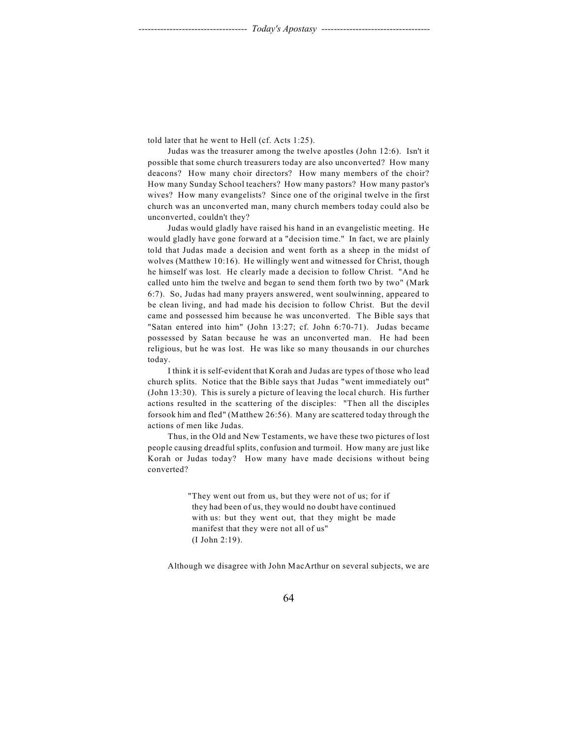told later that he went to Hell (cf. Acts 1:25).

Judas was the treasurer among the twelve apostles (John 12:6). Isn't it possible that some church treasurers today are also unconverted? How many deacons? How many choir directors? How many members of the choir? How many Sunday School teachers? How many pastors? How many pastor's wives? How many evangelists? Since one of the original twelve in the first church was an unconverted man, many church members today could also be unconverted, couldn't they?

Judas would gladly have raised his hand in an evangelistic meeting. He would gladly have gone forward at a "decision time." In fact, we are plainly told that Judas made a decision and went forth as a sheep in the midst of wolves (Matthew 10:16). He willingly went and witnessed for Christ, though he himself was lost. He clearly made a decision to follow Christ. "And he called unto him the twelve and began to send them forth two by two" (Mark 6:7). So, Judas had many prayers answered, went soulwinning, appeared to be clean living, and had made his decision to follow Christ. But the devil came and possessed him because he was unconverted. The Bible says that "Satan entered into him" (John 13:27; cf. John 6:70-71). Judas became possessed by Satan because he was an unconverted man. He had been religious, but he was lost. He was like so many thousands in our churches today.

I think it is self-evident that Korah and Judas are types of those who lead church splits. Notice that the Bible says that Judas "went immediately out" (John 13:30). This is surely a picture of leaving the local church. His further actions resulted in the scattering of the disciples: "Then all the disciples forsook him and fled" (Matthew 26:56). Many are scattered today through the actions of men like Judas.

Thus, in the Old and New Testaments, we have these two pictures of lost people causing dreadful splits, confusion and turmoil. How many are just like Korah or Judas today? How many have made decisions without being converted?

> "They went out from us, but they were not of us; for if they had been of us, they would no doubt have continued with us: but they went out, that they might be made manifest that they were not all of us"
> (I John 2:19).

Although we disagree with John MacArthur on several subjects, we are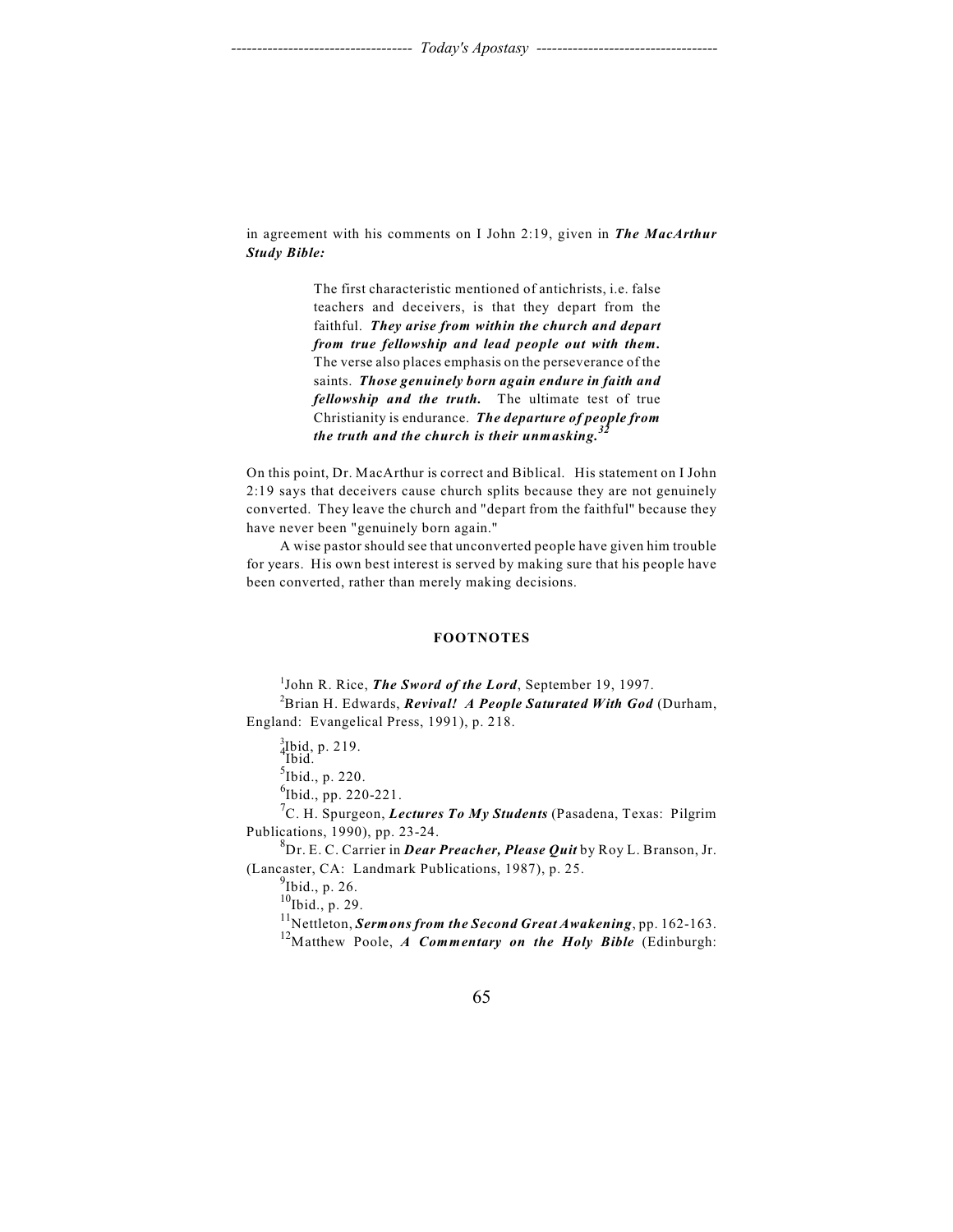in agreement with his comments on I John 2:19, given in ***The MacArthur Study Bible:***

> The first characteristic mentioned of antichrists, i.e. false teachers and deceivers, is that they depart from the faithful. ***They arise from within the church and depart from true fellowship and lead people out with them.*** The verse also places emphasis on the perseverance of the saints. ***Those genuinely born again endure in faith and fellowship and the truth.*** The ultimate test of true Christianity is endurance. ***The departure of people from the truth and the church is their unmasking.***[32]

On this point, Dr. MacArthur is correct and Biblical. His statement on I John 2:19 says that deceivers cause church splits because they are not genuinely converted. They leave the church and "depart from the faithful" because they have never been "genuinely born again."

A wise pastor should see that unconverted people have given him trouble for years. His own best interest is served by making sure that his people have been converted, rather than merely making decisions.

**FOOTNOTES**

[1]John R. Rice, ***The Sword of the Lord***, September 19, 1997.

[2]Brian H. Edwards, ***Revival! A People Saturated With God*** (Durham, England: Evangelical Press, 1991), p. 218.

[3]Ibid, p. 219.

[4]Ibid.

[5]Ibid., p. 220.

[6]Ibid., pp. 220-221.

[7]C. H. Spurgeon, ***Lectures To My Students*** (Pasadena, Texas: Pilgrim Publications, 1990), pp. 23-24.

[8]Dr. E. C. Carrier in ***Dear Preacher, Please Quit*** by Roy L. Branson, Jr. (Lancaster, CA: Landmark Publications, 1987), p. 25.

[9]Ibid., p. 26.

[10]Ibid., p. 29.

[11]Nettleton, ***Sermons from the Second Great Awakening***, pp. 162-163.

[12]Matthew Poole, ***A Commentary on the Holy Bible*** (Edinburgh: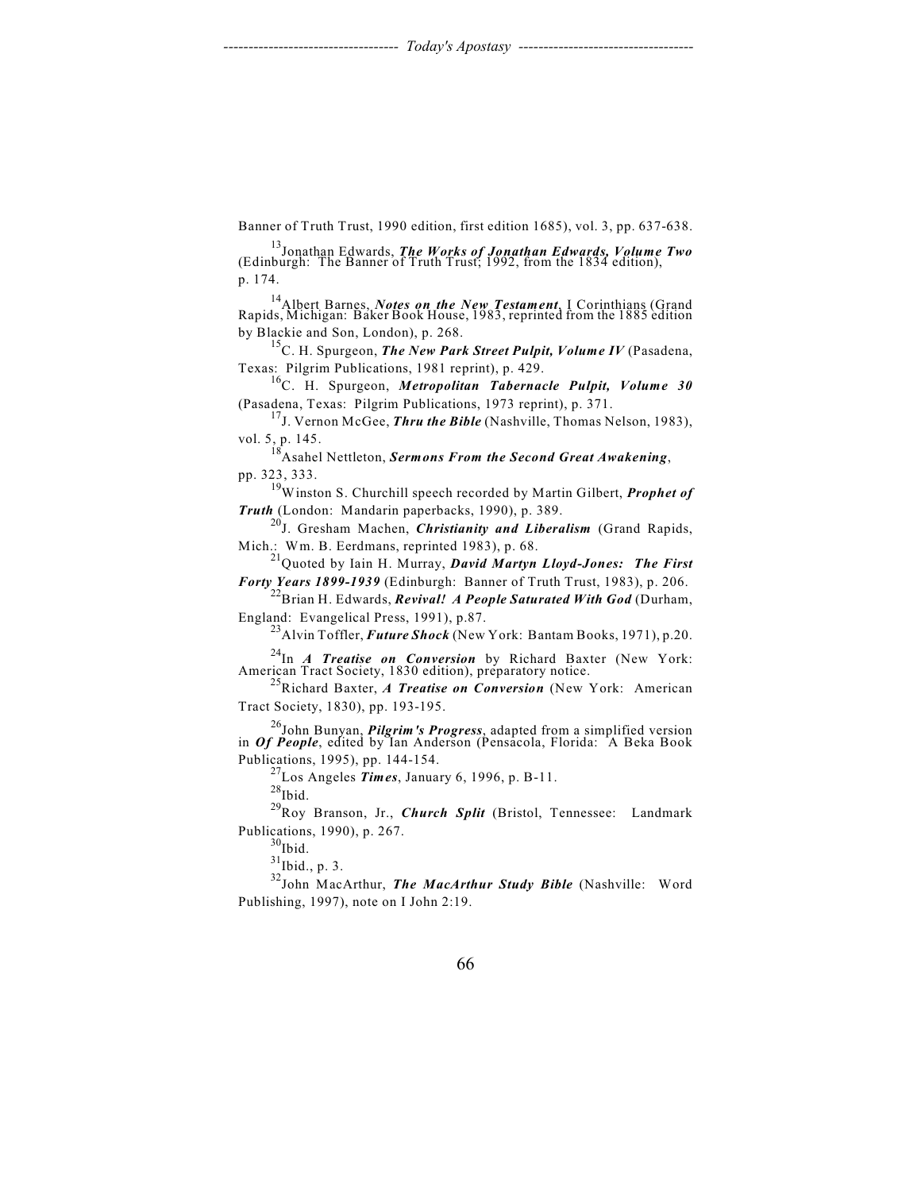Banner of Truth Trust, 1990 edition, first edition 1685), vol. 3, pp. 637-638.

[13]Jonathan Edwards, ***The Works of Jonathan Edwards, Volume Two*** (Edinburgh: The Banner of Truth Trust, 1992, from the 1834 edition), p. 174.

[14]Albert Barnes, ***Notes on the New Testament***, I Corinthians (Grand Rapids, Michigan: Baker Book House, 1983, reprinted from the 1885 edition by Blackie and Son, London), p. 268.

[15]C. H. Spurgeon, ***The New Park Street Pulpit, Volume IV*** (Pasadena, Texas: Pilgrim Publications, 1981 reprint), p. 429.

[16]C. H. Spurgeon, ***Metropolitan Tabernacle Pulpit, Volume 30*** (Pasadena, Texas: Pilgrim Publications, 1973 reprint), p. 371.

[17]J. Vernon McGee, ***Thru the Bible*** (Nashville, Thomas Nelson, 1983), vol. 5, p. 145.

[18]Asahel Nettleton, ***Sermons From the Second Great Awakening***, pp. 323, 333.

[19]Winston S. Churchill speech recorded by Martin Gilbert, ***Prophet of Truth*** (London: Mandarin paperbacks, 1990), p. 389.

[20]J. Gresham Machen, ***Christianity and Liberalism*** (Grand Rapids, Mich.: Wm. B. Eerdmans, reprinted 1983), p. 68.

[21]Quoted by Iain H. Murray, ***David Martyn Lloyd-Jones: The First Forty Years 1899-1939*** (Edinburgh: Banner of Truth Trust, 1983), p. 206.

[22]Brian H. Edwards, ***Revival! A People Saturated With God*** (Durham, England: Evangelical Press, 1991), p.87.

[23]Alvin Toffler, ***Future Shock*** (New York: Bantam Books, 1971), p.20.

[24]In ***A Treatise on Conversion*** by Richard Baxter (New York: American Tract Society, 1830 edition), preparatory notice.

[25]Richard Baxter, ***A Treatise on Conversion*** (New York: American Tract Society, 1830), pp. 193-195.

[26]John Bunyan, ***Pilgrim's Progress***, adapted from a simplified version in ***Of People***, edited by Ian Anderson (Pensacola, Florida: A Beka Book Publications, 1995), pp. 144-154.

[27]Los Angeles ***Times***, January 6, 1996, p. B-11.

[28]Ibid.

[29]Roy Branson, Jr., ***Church Split*** (Bristol, Tennessee: Landmark Publications, 1990), p. 267.

[30]Ibid.

[31]Ibid., p. 3.

[32]John MacArthur, ***The MacArthur Study Bible*** (Nashville: Word Publishing, 1997), note on I John 2:19.